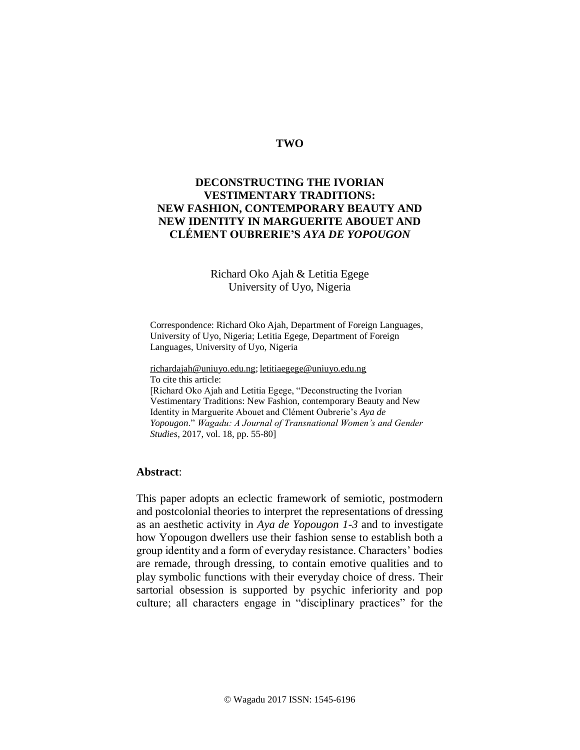**TWO**

# DECONSTRUCTING THE IVORIAN VESTIMENTARY TRADITIONS: NEW FASHION, CONTEMPORARY BEAUTY AND NEW IDENTITY IN MARGUERITE ABOUET AND CLÉMENT OUBRERIE'S *AYA DE YOPOUGON*

Richard Oko Ajah & Letitia Egege
University of Uyo, Nigeria

Correspondence: Richard Oko Ajah, Department of Foreign Languages, University of Uyo, Nigeria; Letitia Egege, Department of Foreign Languages, University of Uyo, Nigeria

richardajah@uniuyo.edu.ng; letitiaegege@uniuyo.edu.ng
To cite this article:
[Richard Oko Ajah and Letitia Egege, "Deconstructing the Ivorian Vestimentary Traditions: New Fashion, contemporary Beauty and New Identity in Marguerite Abouet and Clément Oubrerie's *Aya de Yopougon*." *Wagadu: A Journal of Transnational Women's and Gender Studies*, 2017, vol. 18, pp. 55-80]

**Abstract**:

This paper adopts an eclectic framework of semiotic, postmodern and postcolonial theories to interpret the representations of dressing as an aesthetic activity in *Aya de Yopougon 1-3* and to investigate how Yopougon dwellers use their fashion sense to establish both a group identity and a form of everyday resistance. Characters' bodies are remade, through dressing, to contain emotive qualities and to play symbolic functions with their everyday choice of dress. Their sartorial obsession is supported by psychic inferiority and pop culture; all characters engage in "disciplinary practices" for the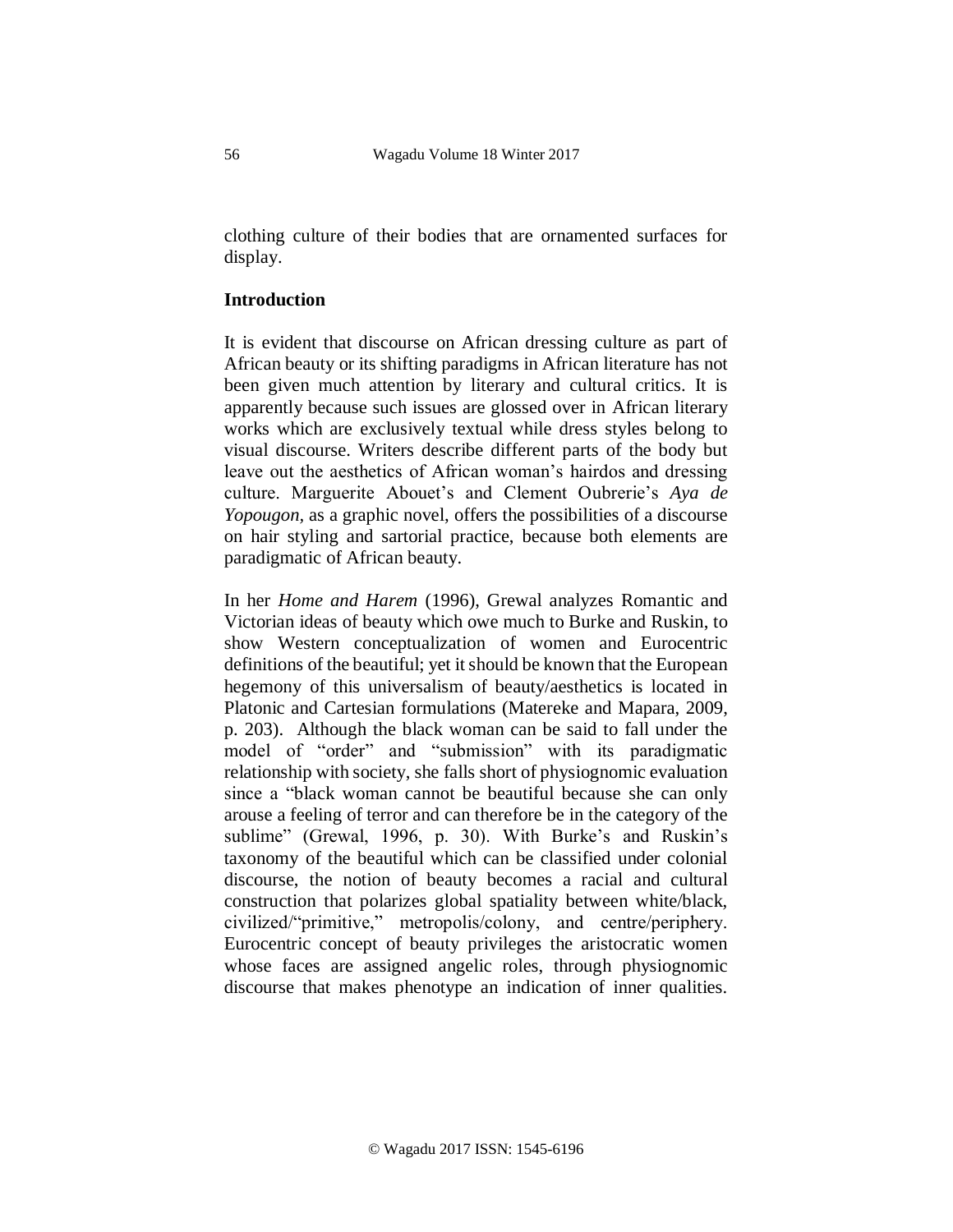clothing culture of their bodies that are ornamented surfaces for display.

## Introduction

It is evident that discourse on African dressing culture as part of African beauty or its shifting paradigms in African literature has not been given much attention by literary and cultural critics. It is apparently because such issues are glossed over in African literary works which are exclusively textual while dress styles belong to visual discourse. Writers describe different parts of the body but leave out the aesthetics of African woman's hairdos and dressing culture. Marguerite Abouet's and Clement Oubrerie's *Aya de Yopougon*, as a graphic novel, offers the possibilities of a discourse on hair styling and sartorial practice, because both elements are paradigmatic of African beauty.

In her *Home and Harem* (1996), Grewal analyzes Romantic and Victorian ideas of beauty which owe much to Burke and Ruskin, to show Western conceptualization of women and Eurocentric definitions of the beautiful; yet it should be known that the European hegemony of this universalism of beauty/aesthetics is located in Platonic and Cartesian formulations (Matereke and Mapara, 2009, p. 203). Although the black woman can be said to fall under the model of "order" and "submission" with its paradigmatic relationship with society, she falls short of physiognomic evaluation since a "black woman cannot be beautiful because she can only arouse a feeling of terror and can therefore be in the category of the sublime" (Grewal, 1996, p. 30). With Burke's and Ruskin's taxonomy of the beautiful which can be classified under colonial discourse, the notion of beauty becomes a racial and cultural construction that polarizes global spatiality between white/black, civilized/"primitive," metropolis/colony, and centre/periphery. Eurocentric concept of beauty privileges the aristocratic women whose faces are assigned angelic roles, through physiognomic discourse that makes phenotype an indication of inner qualities.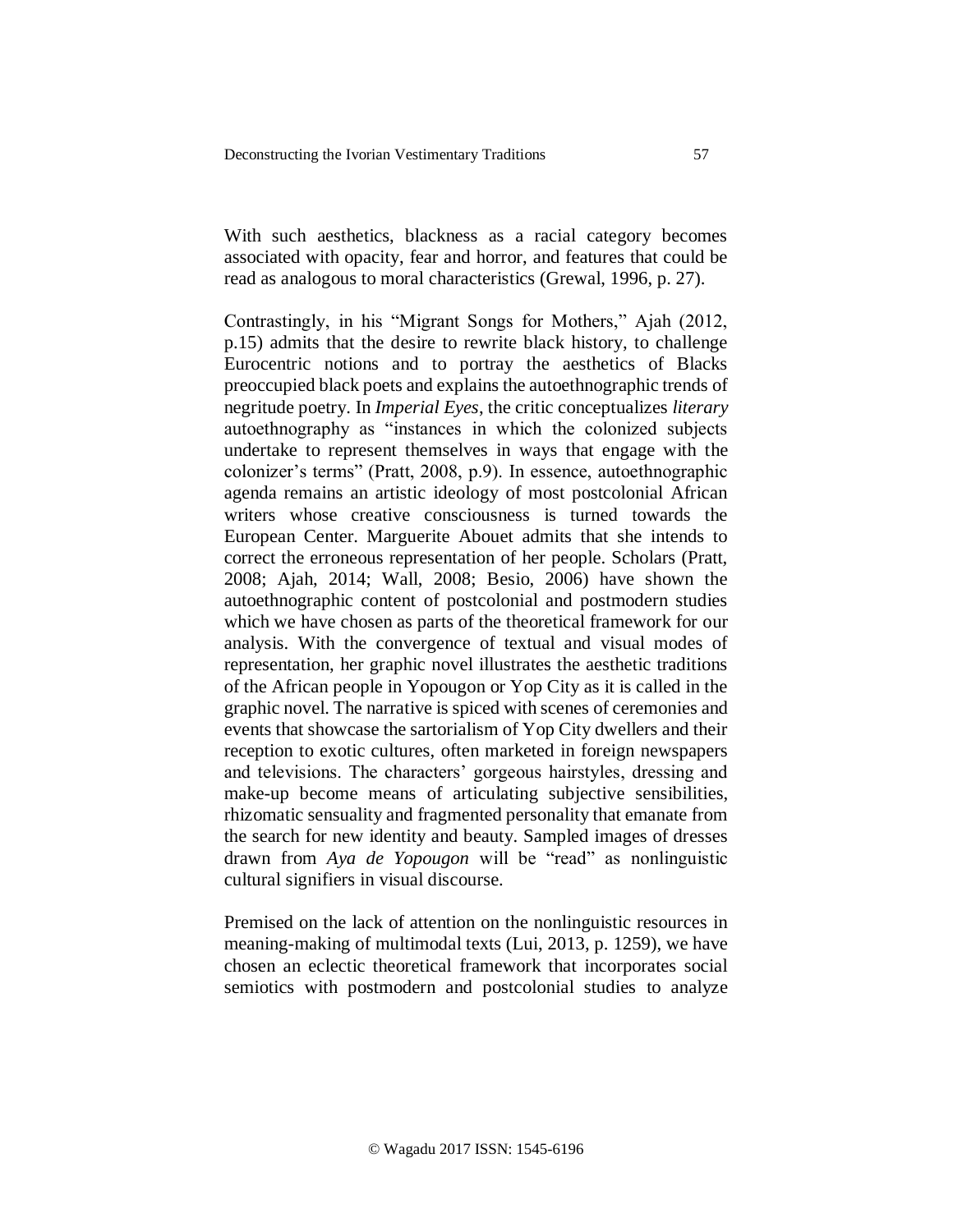With such aesthetics, blackness as a racial category becomes associated with opacity, fear and horror, and features that could be read as analogous to moral characteristics (Grewal, 1996, p. 27).

Contrastingly, in his "Migrant Songs for Mothers," Ajah (2012, p.15) admits that the desire to rewrite black history, to challenge Eurocentric notions and to portray the aesthetics of Blacks preoccupied black poets and explains the autoethnographic trends of negritude poetry. In *Imperial Eyes*, the critic conceptualizes *literary* autoethnography as "instances in which the colonized subjects undertake to represent themselves in ways that engage with the colonizer's terms" (Pratt, 2008, p.9). In essence, autoethnographic agenda remains an artistic ideology of most postcolonial African writers whose creative consciousness is turned towards the European Center. Marguerite Abouet admits that she intends to correct the erroneous representation of her people. Scholars (Pratt, 2008; Ajah, 2014; Wall, 2008; Besio, 2006) have shown the autoethnographic content of postcolonial and postmodern studies which we have chosen as parts of the theoretical framework for our analysis. With the convergence of textual and visual modes of representation, her graphic novel illustrates the aesthetic traditions of the African people in Yopougon or Yop City as it is called in the graphic novel. The narrative is spiced with scenes of ceremonies and events that showcase the sartorialism of Yop City dwellers and their reception to exotic cultures, often marketed in foreign newspapers and televisions. The characters' gorgeous hairstyles, dressing and make-up become means of articulating subjective sensibilities, rhizomatic sensuality and fragmented personality that emanate from the search for new identity and beauty. Sampled images of dresses drawn from *Aya de Yopougon* will be "read" as nonlinguistic cultural signifiers in visual discourse.

Premised on the lack of attention on the nonlinguistic resources in meaning-making of multimodal texts (Lui, 2013, p. 1259), we have chosen an eclectic theoretical framework that incorporates social semiotics with postmodern and postcolonial studies to analyze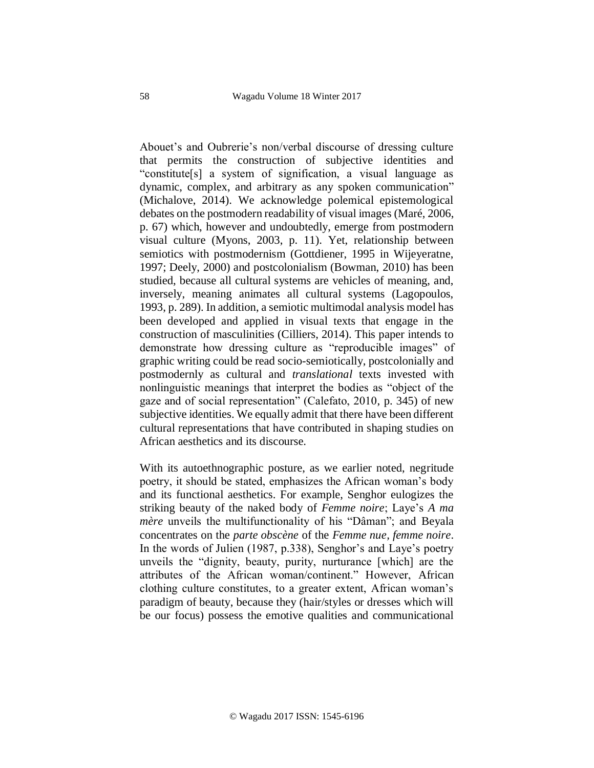Abouet's and Oubrerie's non/verbal discourse of dressing culture that permits the construction of subjective identities and "constitute[s] a system of signification, a visual language as dynamic, complex, and arbitrary as any spoken communication" (Michalove, 2014). We acknowledge polemical epistemological debates on the postmodern readability of visual images (Maré, 2006, p. 67) which, however and undoubtedly, emerge from postmodern visual culture (Myons, 2003, p. 11). Yet, relationship between semiotics with postmodernism (Gottdiener, 1995 in Wijeyeratne, 1997; Deely, 2000) and postcolonialism (Bowman, 2010) has been studied, because all cultural systems are vehicles of meaning, and, inversely, meaning animates all cultural systems (Lagopoulos, 1993, p. 289). In addition, a semiotic multimodal analysis model has been developed and applied in visual texts that engage in the construction of masculinities (Cilliers, 2014). This paper intends to demonstrate how dressing culture as "reproducible images" of graphic writing could be read socio-semiotically, postcolonially and postmodernly as cultural and *translational* texts invested with nonlinguistic meanings that interpret the bodies as "object of the gaze and of social representation" (Calefato, 2010, p. 345) of new subjective identities. We equally admit that there have been different cultural representations that have contributed in shaping studies on African aesthetics and its discourse.

With its autoethnographic posture, as we earlier noted, negritude poetry, it should be stated, emphasizes the African woman's body and its functional aesthetics. For example, Senghor eulogizes the striking beauty of the naked body of *Femme noire*; Laye's *A ma mère* unveils the multifunctionality of his "Dâman"; and Beyala concentrates on the *parte obscène* of the *Femme nue, femme noire*. In the words of Julien (1987, p.338), Senghor's and Laye's poetry unveils the "dignity, beauty, purity, nurturance [which] are the attributes of the African woman/continent." However, African clothing culture constitutes, to a greater extent, African woman's paradigm of beauty, because they (hair/styles or dresses which will be our focus) possess the emotive qualities and communicational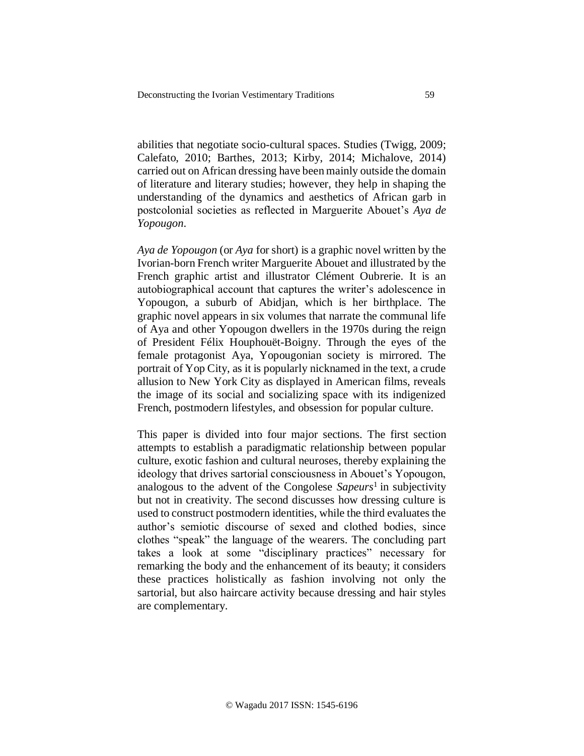abilities that negotiate socio-cultural spaces. Studies (Twigg, 2009; Calefato, 2010; Barthes, 2013; Kirby, 2014; Michalove, 2014) carried out on African dressing have been mainly outside the domain of literature and literary studies; however, they help in shaping the understanding of the dynamics and aesthetics of African garb in postcolonial societies as reflected in Marguerite Abouet's *Aya de Yopougon*.

*Aya de Yopougon* (or *Aya* for short) is a graphic novel written by the Ivorian-born French writer Marguerite Abouet and illustrated by the French graphic artist and illustrator Clément Oubrerie. It is an autobiographical account that captures the writer's adolescence in Yopougon, a suburb of Abidjan, which is her birthplace. The graphic novel appears in six volumes that narrate the communal life of Aya and other Yopougon dwellers in the 1970s during the reign of President Félix Houphouët-Boigny. Through the eyes of the female protagonist Aya, Yopougon society is mirrored. The portrait of Yop City, as it is popularly nicknamed in the text, a crude allusion to New York City as displayed in American films, reveals the image of its social and socializing space with its indigenized French, postmodern lifestyles, and obsession for popular culture.

This paper is divided into four major sections. The first section attempts to establish a paradigmatic relationship between popular culture, exotic fashion and cultural neuroses, thereby explaining the ideology that drives sartorial consciousness in Abouet's Yopougon, analogous to the advent of the Congolese *Sapeurs*[1] in subjectivity but not in creativity. The second discusses how dressing culture is used to construct postmodern identities, while the third evaluates the author's semiotic discourse of sexed and clothed bodies, since clothes "speak" the language of the wearers. The concluding part takes a look at some "disciplinary practices" necessary for remarking the body and the enhancement of its beauty; it considers these practices holistically as fashion involving not only the sartorial, but also haircare activity because dressing and hair styles are complementary.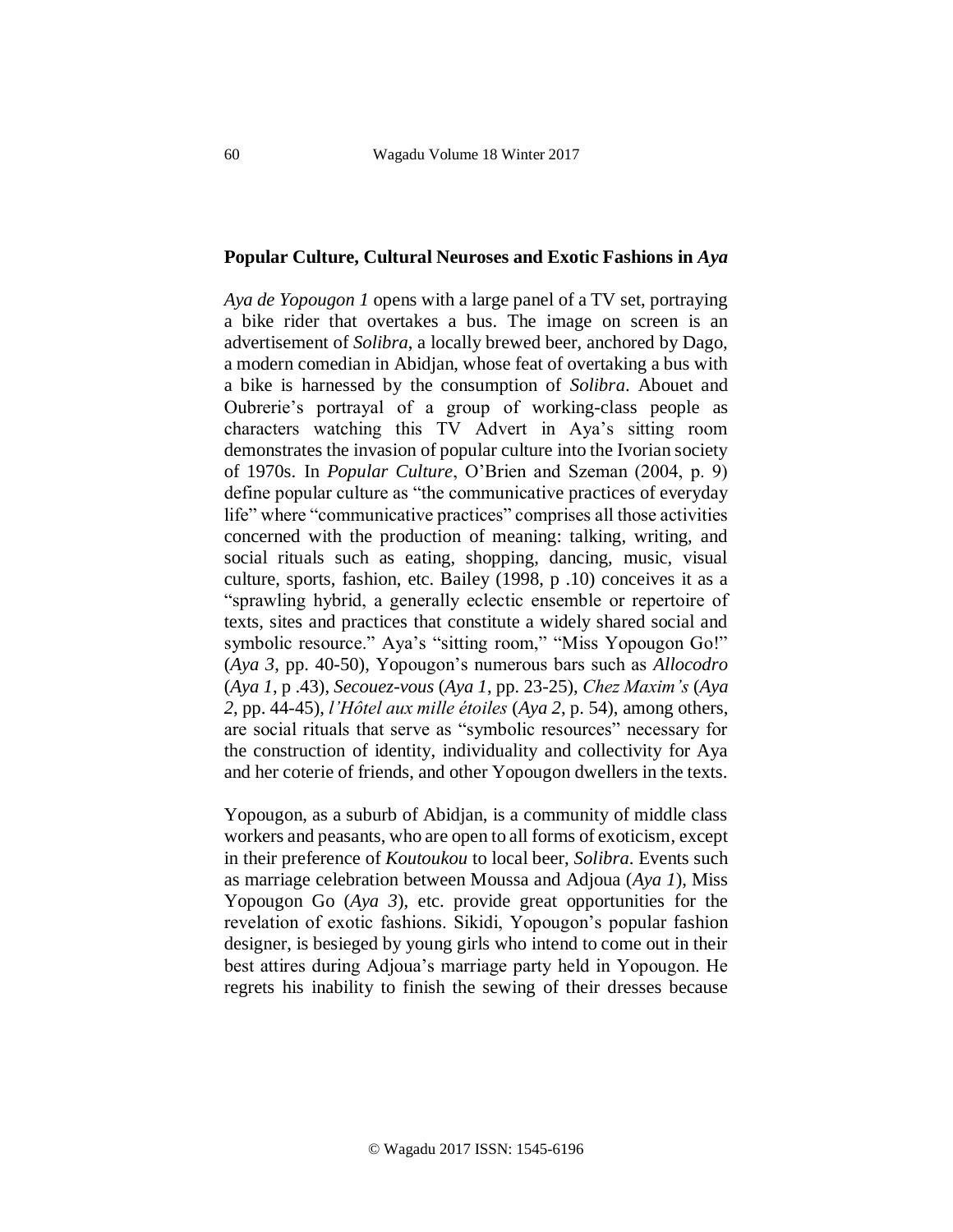### Popular Culture, Cultural Neuroses and Exotic Fashions in *Aya*

*Aya de Yopougon 1* opens with a large panel of a TV set, portraying a bike rider that overtakes a bus. The image on screen is an advertisement of *Solibra*, a locally brewed beer, anchored by Dago, a modern comedian in Abidjan, whose feat of overtaking a bus with a bike is harnessed by the consumption of *Solibra*. Abouet and Oubrerie's portrayal of a group of working-class people as characters watching this TV Advert in Aya's sitting room demonstrates the invasion of popular culture into the Ivorian society of 1970s. In *Popular Culture*, O'Brien and Szeman (2004, p. 9) define popular culture as "the communicative practices of everyday life" where "communicative practices" comprises all those activities concerned with the production of meaning: talking, writing, and social rituals such as eating, shopping, dancing, music, visual culture, sports, fashion, etc. Bailey (1998, p .10) conceives it as a "sprawling hybrid, a generally eclectic ensemble or repertoire of texts, sites and practices that constitute a widely shared social and symbolic resource." Aya's "sitting room," "Miss Yopougon Go!" (*Aya 3*, pp. 40-50), Yopougon's numerous bars such as *Allocodro* (*Aya 1*, p .43), *Secouez-vous* (*Aya 1*, pp. 23-25), *Chez Maxim's* (*Aya 2*, pp. 44-45), *l'Hôtel aux mille étoiles* (*Aya 2*, p. 54), among others, are social rituals that serve as "symbolic resources" necessary for the construction of identity, individuality and collectivity for Aya and her coterie of friends, and other Yopougon dwellers in the texts.

Yopougon, as a suburb of Abidjan, is a community of middle class workers and peasants, who are open to all forms of exoticism, except in their preference of *Koutoukou* to local beer, *Solibra*. Events such as marriage celebration between Moussa and Adjoua (*Aya 1*), Miss Yopougon Go (*Aya 3*), etc. provide great opportunities for the revelation of exotic fashions. Sikidi, Yopougon's popular fashion designer, is besieged by young girls who intend to come out in their best attires during Adjoua's marriage party held in Yopougon. He regrets his inability to finish the sewing of their dresses because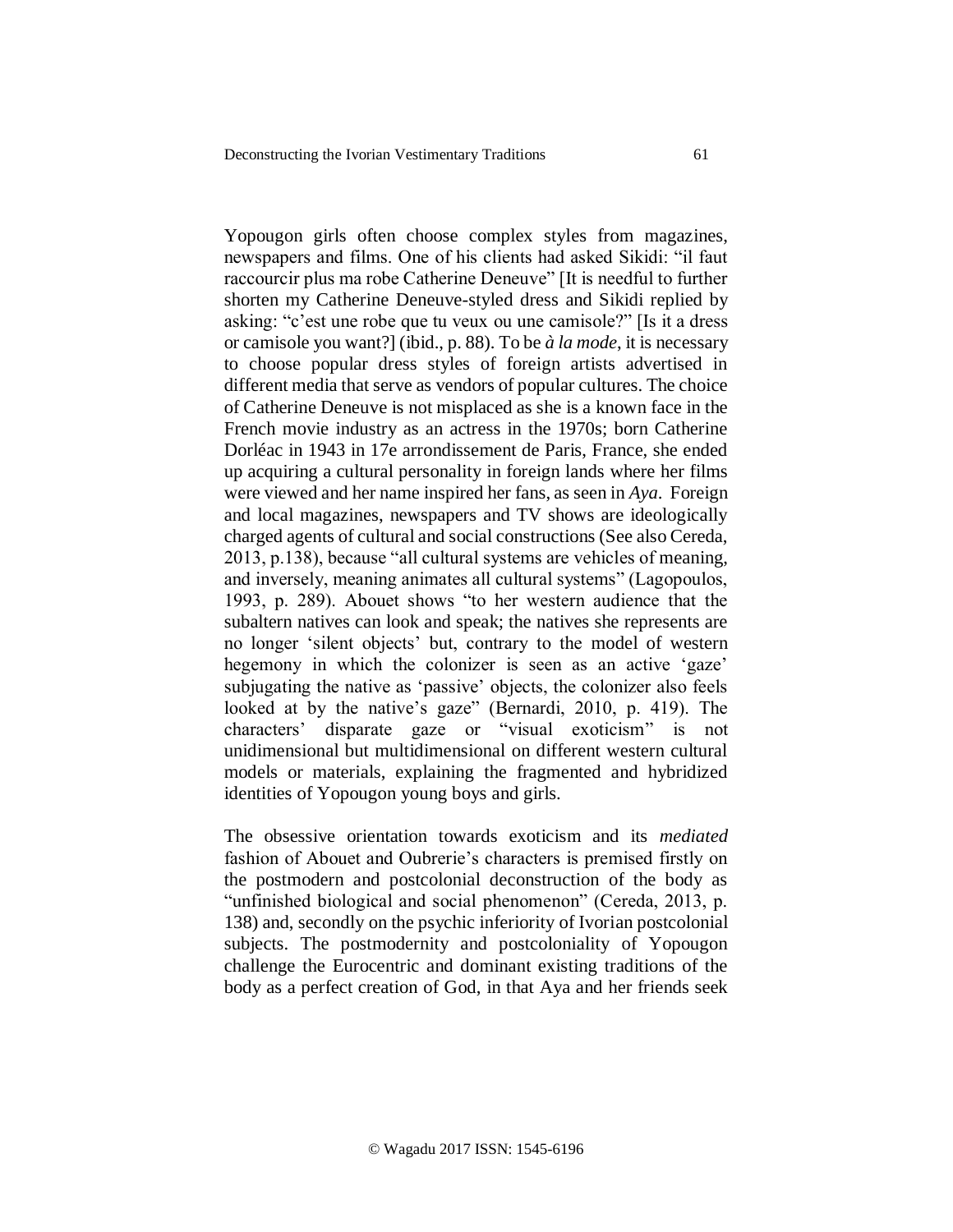Yopougon girls often choose complex styles from magazines, newspapers and films. One of his clients had asked Sikidi: "il faut raccourcir plus ma robe Catherine Deneuve" [It is needful to further shorten my Catherine Deneuve-styled dress and Sikidi replied by asking: "c'est une robe que tu veux ou une camisole?" [Is it a dress or camisole you want?] (ibid., p. 88). To be *à la mode*, it is necessary to choose popular dress styles of foreign artists advertised in different media that serve as vendors of popular cultures. The choice of Catherine Deneuve is not misplaced as she is a known face in the French movie industry as an actress in the 1970s; born Catherine Dorléac in 1943 in 17e arrondissement de Paris, France, she ended up acquiring a cultural personality in foreign lands where her films were viewed and her name inspired her fans, as seen in *Aya*. Foreign and local magazines, newspapers and TV shows are ideologically charged agents of cultural and social constructions (See also Cereda, 2013, p.138), because "all cultural systems are vehicles of meaning, and inversely, meaning animates all cultural systems" (Lagopoulos, 1993, p. 289). Abouet shows "to her western audience that the subaltern natives can look and speak; the natives she represents are no longer 'silent objects' but, contrary to the model of western hegemony in which the colonizer is seen as an active 'gaze' subjugating the native as 'passive' objects, the colonizer also feels looked at by the native's gaze" (Bernardi, 2010, p. 419). The characters' disparate gaze or "visual exoticism" is not unidimensional but multidimensional on different western cultural models or materials, explaining the fragmented and hybridized identities of Yopougon young boys and girls.

The obsessive orientation towards exoticism and its *mediated* fashion of Abouet and Oubrerie's characters is premised firstly on the postmodern and postcolonial deconstruction of the body as "unfinished biological and social phenomenon" (Cereda, 2013, p. 138) and, secondly on the psychic inferiority of Ivorian postcolonial subjects. The postmodernity and postcoloniality of Yopougon challenge the Eurocentric and dominant existing traditions of the body as a perfect creation of God, in that Aya and her friends seek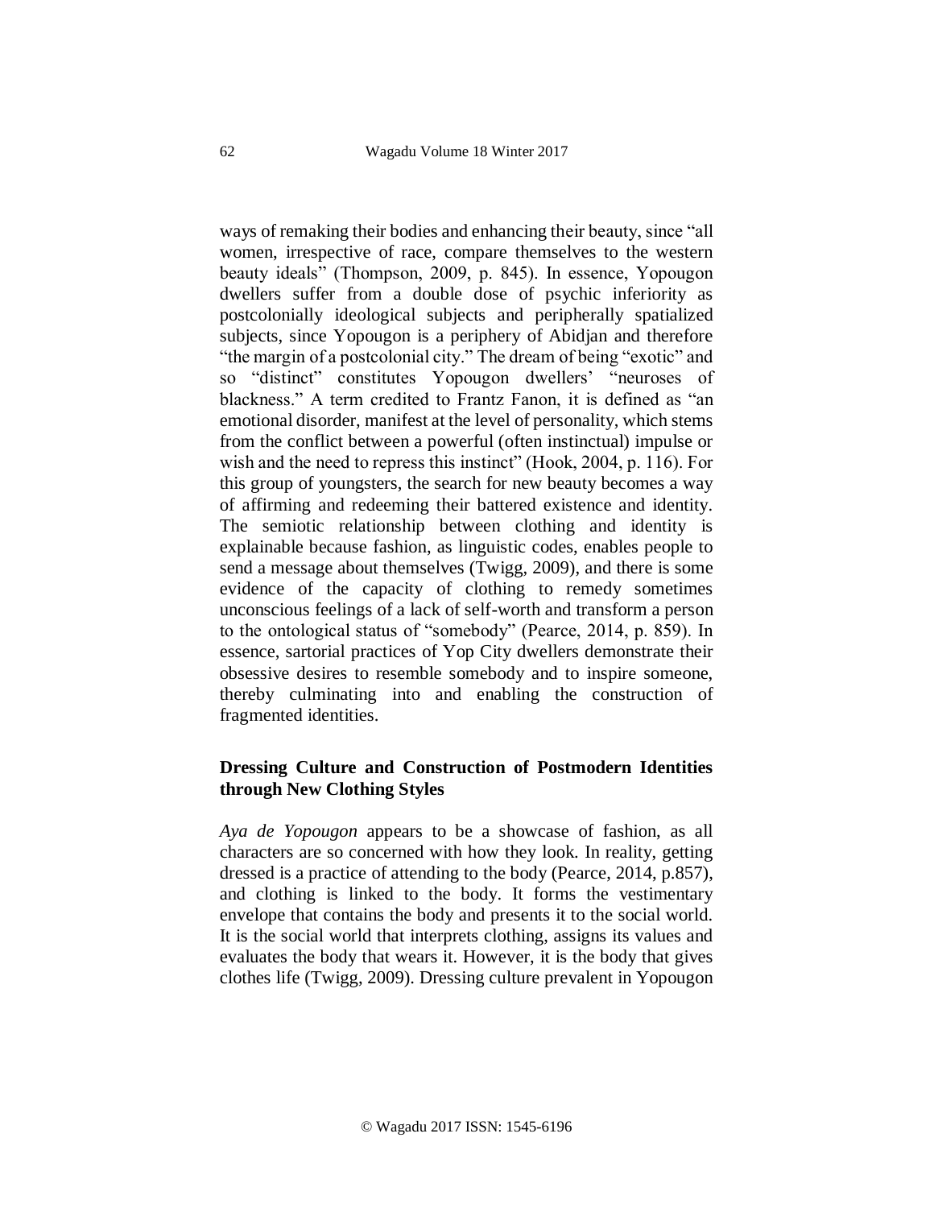ways of remaking their bodies and enhancing their beauty, since "all women, irrespective of race, compare themselves to the western beauty ideals" (Thompson, 2009, p. 845). In essence, Yopougon dwellers suffer from a double dose of psychic inferiority as postcolonially ideological subjects and peripherally spatialized subjects, since Yopougon is a periphery of Abidjan and therefore "the margin of a postcolonial city." The dream of being "exotic" and so "distinct" constitutes Yopougon dwellers' "neuroses of blackness." A term credited to Frantz Fanon, it is defined as "an emotional disorder, manifest at the level of personality, which stems from the conflict between a powerful (often instinctual) impulse or wish and the need to repress this instinct" (Hook, 2004, p. 116). For this group of youngsters, the search for new beauty becomes a way of affirming and redeeming their battered existence and identity. The semiotic relationship between clothing and identity is explainable because fashion, as linguistic codes, enables people to send a message about themselves (Twigg, 2009), and there is some evidence of the capacity of clothing to remedy sometimes unconscious feelings of a lack of self-worth and transform a person to the ontological status of "somebody" (Pearce, 2014, p. 859). In essence, sartorial practices of Yop City dwellers demonstrate their obsessive desires to resemble somebody and to inspire someone, thereby culminating into and enabling the construction of fragmented identities.

## Dressing Culture and Construction of Postmodern Identities through New Clothing Styles

*Aya de Yopougon* appears to be a showcase of fashion, as all characters are so concerned with how they look. In reality, getting dressed is a practice of attending to the body (Pearce, 2014, p.857), and clothing is linked to the body. It forms the vestimentary envelope that contains the body and presents it to the social world. It is the social world that interprets clothing, assigns its values and evaluates the body that wears it. However, it is the body that gives clothes life (Twigg, 2009). Dressing culture prevalent in Yopougon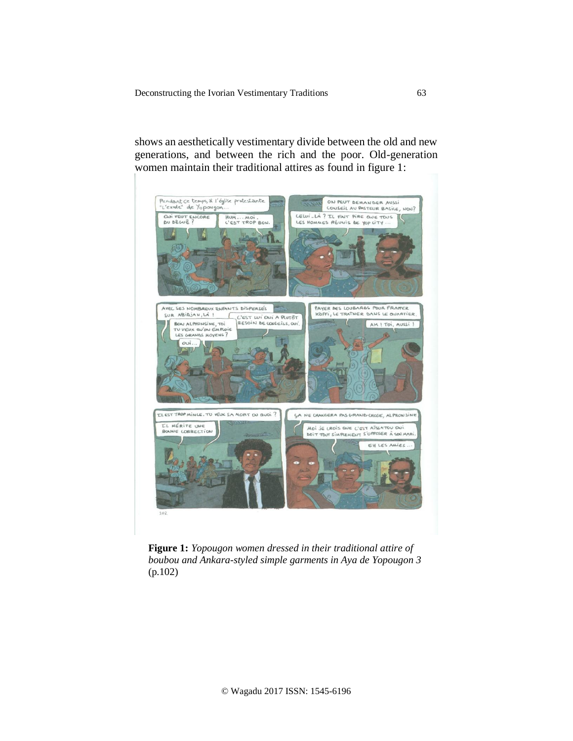shows an aesthetically vestimentary divide between the old and new generations, and between the rich and the poor. Old-generation women maintain their traditional attires as found in figure 1:

**Figure 1:** *Yopougon women dressed in their traditional attire of boubou and Ankara-styled simple garments in Aya de Yopougon 3* (p.102)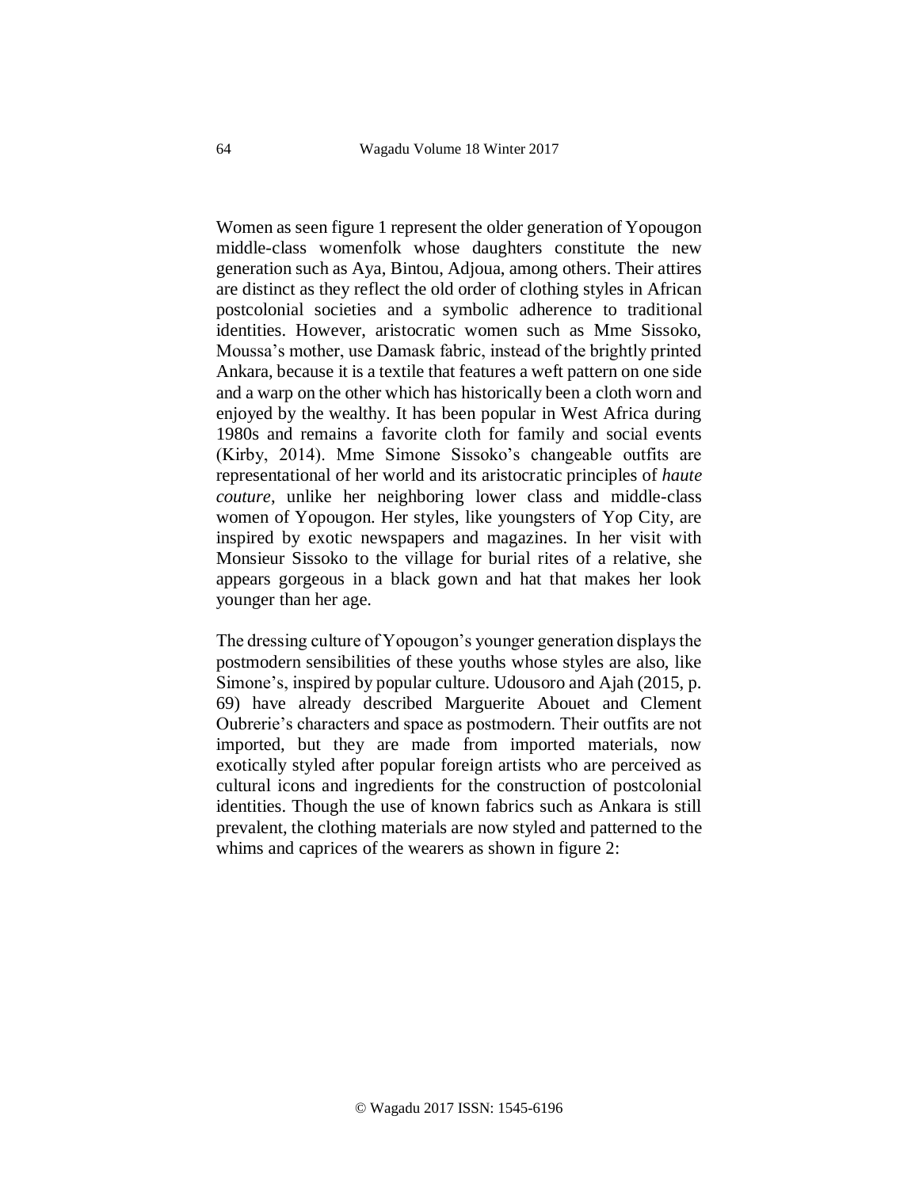Women as seen figure 1 represent the older generation of Yopougon middle-class womenfolk whose daughters constitute the new generation such as Aya, Bintou, Adjoua, among others. Their attires are distinct as they reflect the old order of clothing styles in African postcolonial societies and a symbolic adherence to traditional identities. However, aristocratic women such as Mme Sissoko, Moussa's mother, use Damask fabric, instead of the brightly printed Ankara, because it is a textile that features a weft pattern on one side and a warp on the other which has historically been a cloth worn and enjoyed by the wealthy. It has been popular in West Africa during 1980s and remains a favorite cloth for family and social events (Kirby, 2014). Mme Simone Sissoko's changeable outfits are representational of her world and its aristocratic principles of *haute couture*, unlike her neighboring lower class and middle-class women of Yopougon. Her styles, like youngsters of Yop City, are inspired by exotic newspapers and magazines. In her visit with Monsieur Sissoko to the village for burial rites of a relative, she appears gorgeous in a black gown and hat that makes her look younger than her age.

The dressing culture of Yopougon's younger generation displays the postmodern sensibilities of these youths whose styles are also, like Simone's, inspired by popular culture. Udousoro and Ajah (2015, p. 69) have already described Marguerite Abouet and Clement Oubrerie's characters and space as postmodern. Their outfits are not imported, but they are made from imported materials, now exotically styled after popular foreign artists who are perceived as cultural icons and ingredients for the construction of postcolonial identities. Though the use of known fabrics such as Ankara is still prevalent, the clothing materials are now styled and patterned to the whims and caprices of the wearers as shown in figure 2: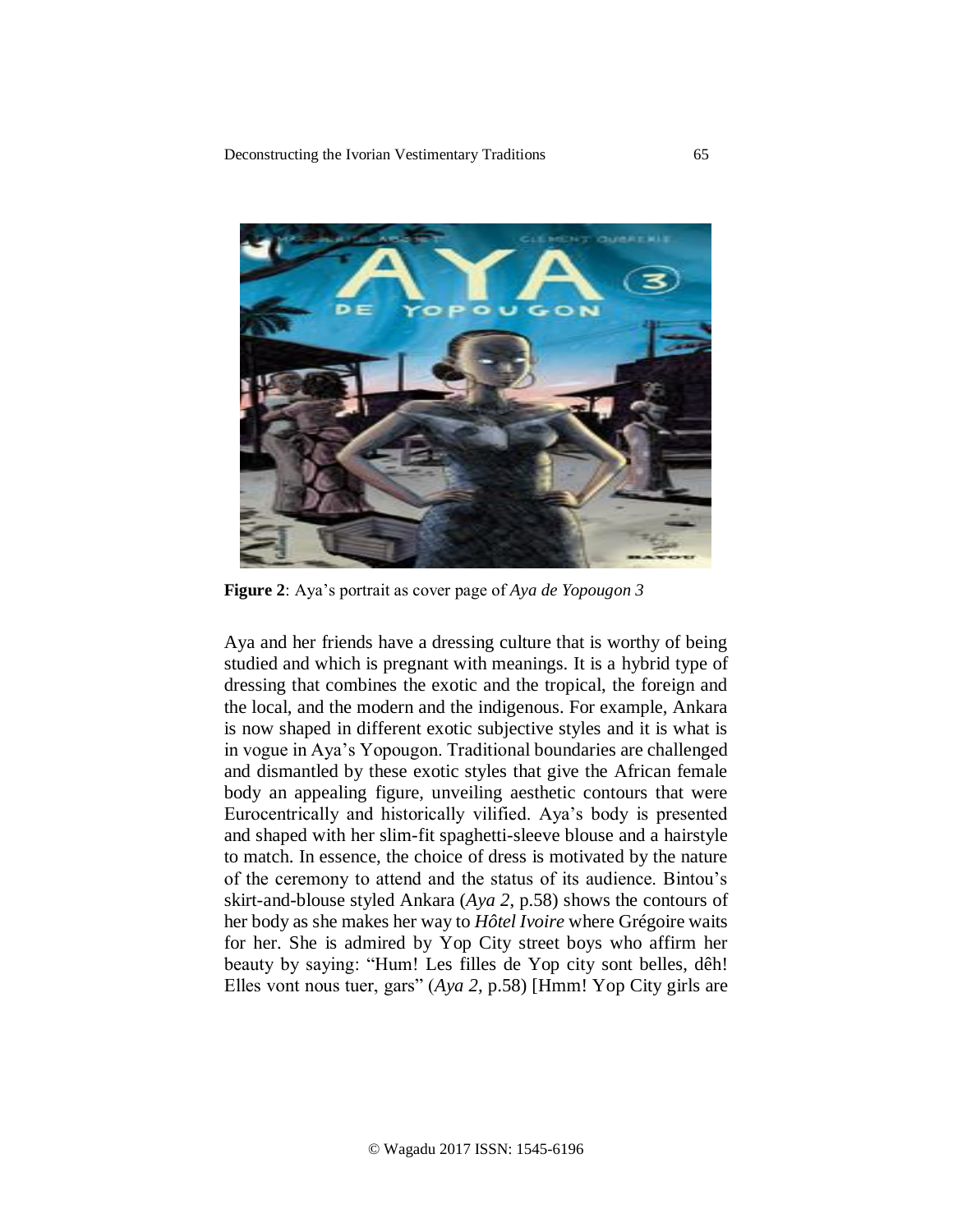**Figure 2**: Aya's portrait as cover page of *Aya de Yopougon 3*

Aya and her friends have a dressing culture that is worthy of being studied and which is pregnant with meanings. It is a hybrid type of dressing that combines the exotic and the tropical, the foreign and the local, and the modern and the indigenous. For example, Ankara is now shaped in different exotic subjective styles and it is what is in vogue in Aya's Yopougon. Traditional boundaries are challenged and dismantled by these exotic styles that give the African female body an appealing figure, unveiling aesthetic contours that were Eurocentrically and historically vilified. Aya's body is presented and shaped with her slim-fit spaghetti-sleeve blouse and a hairstyle to match. In essence, the choice of dress is motivated by the nature of the ceremony to attend and the status of its audience. Bintou's skirt-and-blouse styled Ankara (*Aya 2*, p.58) shows the contours of her body as she makes her way to *Hôtel Ivoire* where Grégoire waits for her. She is admired by Yop City street boys who affirm her beauty by saying: "Hum! Les filles de Yop city sont belles, dêh! Elles vont nous tuer, gars" (*Aya 2*, p.58) [Hmm! Yop City girls are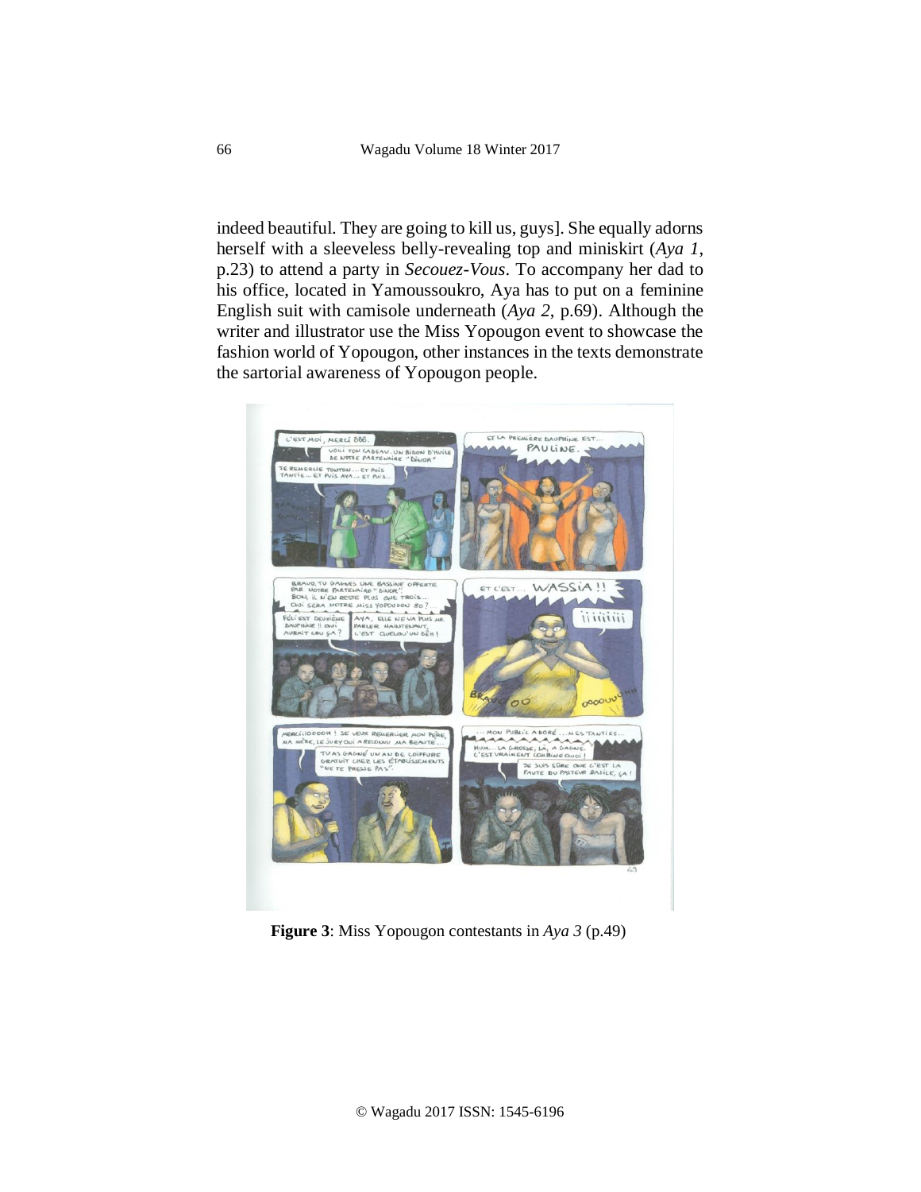indeed beautiful. They are going to kill us, guys]. She equally adorns herself with a sleeveless belly-revealing top and miniskirt (*Aya 1*, p.23) to attend a party in *Secouez-Vous*. To accompany her dad to his office, located in Yamoussoukro, Aya has to put on a feminine English suit with camisole underneath (*Aya 2*, p.69). Although the writer and illustrator use the Miss Yopougon event to showcase the fashion world of Yopougon, other instances in the texts demonstrate the sartorial awareness of Yopougon people.

**Figure 3**: Miss Yopougon contestants in *Aya 3* (p.49)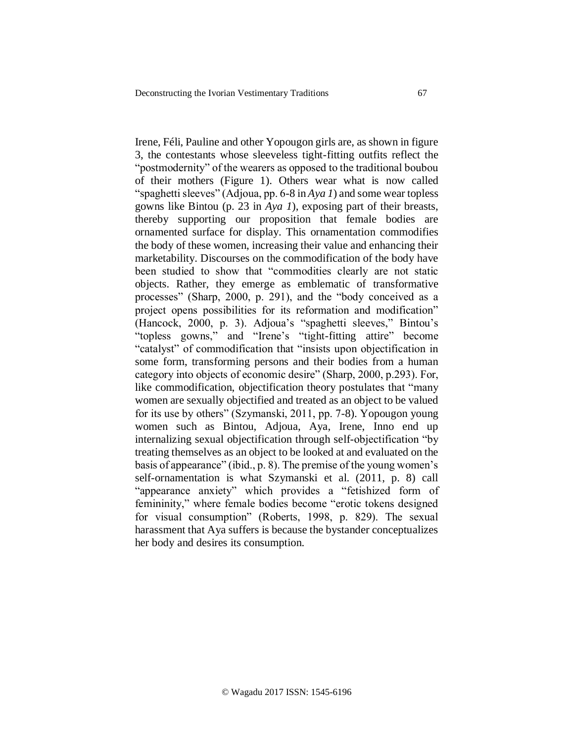Irene, Féli, Pauline and other Yopougon girls are, as shown in figure 3, the contestants whose sleeveless tight-fitting outfits reflect the "postmodernity" of the wearers as opposed to the traditional boubou of their mothers (Figure 1). Others wear what is now called "spaghetti sleeves" (Adjoua, pp. 6-8 in *Aya 1*) and some wear topless gowns like Bintou (p. 23 in *Aya 1*), exposing part of their breasts, thereby supporting our proposition that female bodies are ornamented surface for display. This ornamentation commodifies the body of these women, increasing their value and enhancing their marketability. Discourses on the commodification of the body have been studied to show that "commodities clearly are not static objects. Rather, they emerge as emblematic of transformative processes" (Sharp, 2000, p. 291), and the "body conceived as a project opens possibilities for its reformation and modification" (Hancock, 2000, p. 3). Adjoua's "spaghetti sleeves," Bintou's "topless gowns," and "Irene's "tight-fitting attire" become "catalyst" of commodification that "insists upon objectification in some form, transforming persons and their bodies from a human category into objects of economic desire" (Sharp, 2000, p.293). For, like commodification, objectification theory postulates that "many women are sexually objectified and treated as an object to be valued for its use by others" (Szymanski, 2011, pp. 7-8). Yopougon young women such as Bintou, Adjoua, Aya, Irene, Inno end up internalizing sexual objectification through self-objectification "by treating themselves as an object to be looked at and evaluated on the basis of appearance" (ibid., p. 8). The premise of the young women's self-ornamentation is what Szymanski et al. (2011, p. 8) call "appearance anxiety" which provides a "fetishized form of femininity," where female bodies become "erotic tokens designed for visual consumption" (Roberts, 1998, p. 829). The sexual harassment that Aya suffers is because the bystander conceptualizes her body and desires its consumption.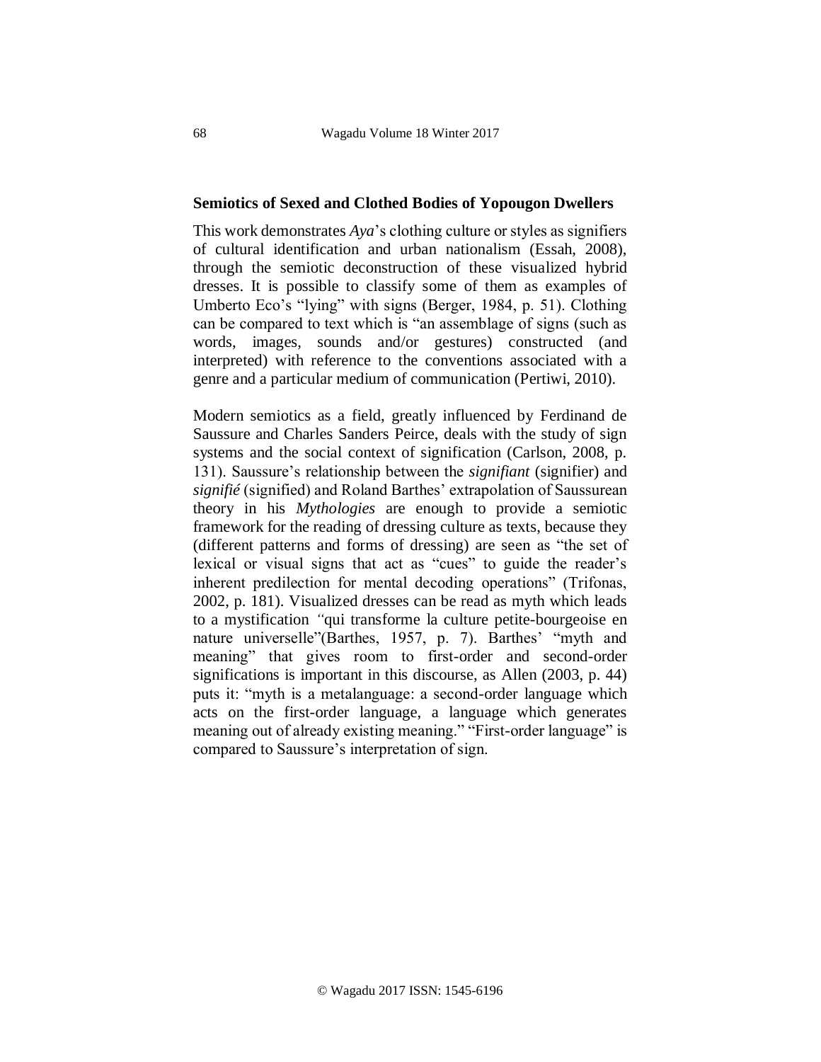## Semiotics of Sexed and Clothed Bodies of Yopougon Dwellers

This work demonstrates *Aya*'s clothing culture or styles as signifiers of cultural identification and urban nationalism (Essah, 2008), through the semiotic deconstruction of these visualized hybrid dresses. It is possible to classify some of them as examples of Umberto Eco's "lying" with signs (Berger, 1984, p. 51). Clothing can be compared to text which is "an assemblage of signs (such as words, images, sounds and/or gestures) constructed (and interpreted) with reference to the conventions associated with a genre and a particular medium of communication (Pertiwi, 2010).

Modern semiotics as a field, greatly influenced by Ferdinand de Saussure and Charles Sanders Peirce, deals with the study of sign systems and the social context of signification (Carlson, 2008, p. 131). Saussure's relationship between the *signifiant* (signifier) and *signifié* (signified) and Roland Barthes' extrapolation of Saussurean theory in his *Mythologies* are enough to provide a semiotic framework for the reading of dressing culture as texts, because they (different patterns and forms of dressing) are seen as "the set of lexical or visual signs that act as "cues" to guide the reader's inherent predilection for mental decoding operations" (Trifonas, 2002, p. 181). Visualized dresses can be read as myth which leads to a mystification *"*qui transforme la culture petite-bourgeoise en nature universelle"(Barthes, 1957, p. 7). Barthes' "myth and meaning" that gives room to first-order and second-order significations is important in this discourse, as Allen (2003, p. 44) puts it: "myth is a metalanguage: a second-order language which acts on the first-order language, a language which generates meaning out of already existing meaning." "First-order language" is compared to Saussure's interpretation of sign.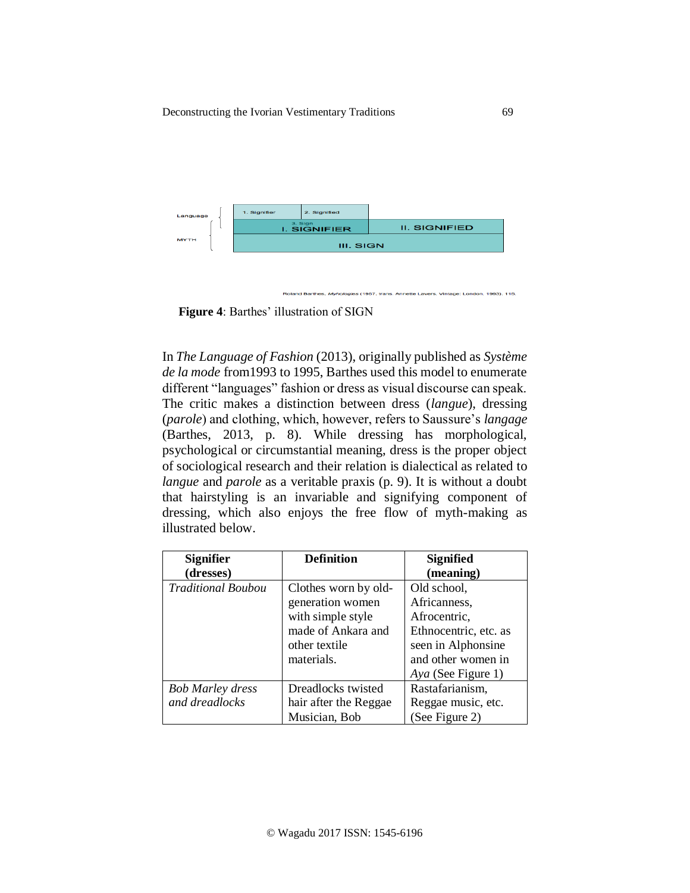| Language | 1. Signifier | 2. Signified | |
|---|---|---|---|
| | 3. Sign I. SIGNIFIER | | II. SIGNIFIED |
| MYTH | III. SIGN | | |

Roland Barthes, *Mythologies* (1957, trans. Annette Lavers. Vintage: London, 1993), 115.

**Figure 4**: Barthes' illustration of SIGN

In *The Language of Fashion* (2013), originally published as *Système de la mode* from1993 to 1995, Barthes used this model to enumerate different "languages" fashion or dress as visual discourse can speak. The critic makes a distinction between dress (*langue*), dressing (*parole*) and clothing, which, however, refers to Saussure's *langage* (Barthes, 2013, p. 8). While dressing has morphological, psychological or circumstantial meaning, dress is the proper object of sociological research and their relation is dialectical as related to *langue* and *parole* as a veritable praxis (p. 9). It is without a doubt that hairstyling is an invariable and signifying component of dressing, which also enjoys the free flow of myth-making as illustrated below.

| Signifier (dresses) | Definition | Signified (meaning) |
|---|---|---|
| *Traditional Boubou* | Clothes worn by old-generation women with simple style made of Ankara and other textile materials. | Old school, Africanness, Afrocentric, Ethnocentric, etc. as seen in Alphonsine and other women in *Aya* (See Figure 1) |
| *Bob Marley dress and dreadlocks* | Dreadlocks twisted hair after the Reggae Musician, Bob | Rastafarianism, Reggae music, etc. (See Figure 2) |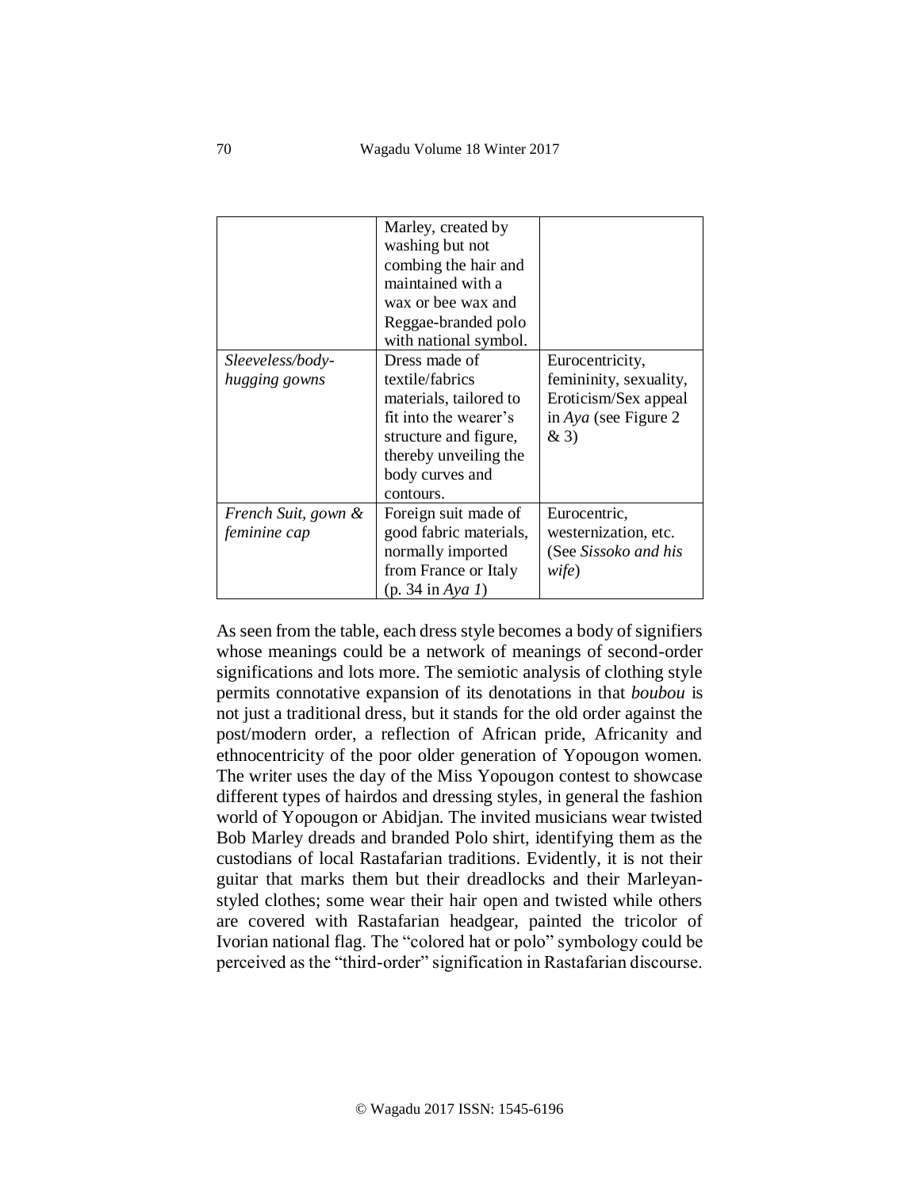| | | |
|---|---|---|
| | Marley, created by washing but not combing the hair and maintained with a wax or bee wax and Reggae-branded polo with national symbol. | |
| *Sleeveless/body-hugging gowns* | Dress made of textile/fabrics materials, tailored to fit into the wearer's structure and figure, thereby unveiling the body curves and contours. | Eurocentricity, femininity, sexuality, Eroticism/Sex appeal in *Aya* (see Figure 2 & 3) |
| *French Suit, gown & feminine cap* | Foreign suit made of good fabric materials, normally imported from France or Italy (p. 34 in *Aya 1*) | Eurocentric, westernization, etc. (See *Sissoko and his wife*) |

As seen from the table, each dress style becomes a body of signifiers whose meanings could be a network of meanings of second-order significations and lots more. The semiotic analysis of clothing style permits connotative expansion of its denotations in that *boubou* is not just a traditional dress, but it stands for the old order against the post/modern order, a reflection of African pride, Africanity and ethnocentricity of the poor older generation of Yopougon women. The writer uses the day of the Miss Yopougon contest to showcase different types of hairdos and dressing styles, in general the fashion world of Yopougon or Abidjan. The invited musicians wear twisted Bob Marley dreads and branded Polo shirt, identifying them as the custodians of local Rastafarian traditions. Evidently, it is not their guitar that marks them but their dreadlocks and their Marleyan-styled clothes; some wear their hair open and twisted while others are covered with Rastafarian headgear, painted the tricolor of Ivorian national flag. The "colored hat or polo" symbology could be perceived as the "third-order" signification in Rastafarian discourse.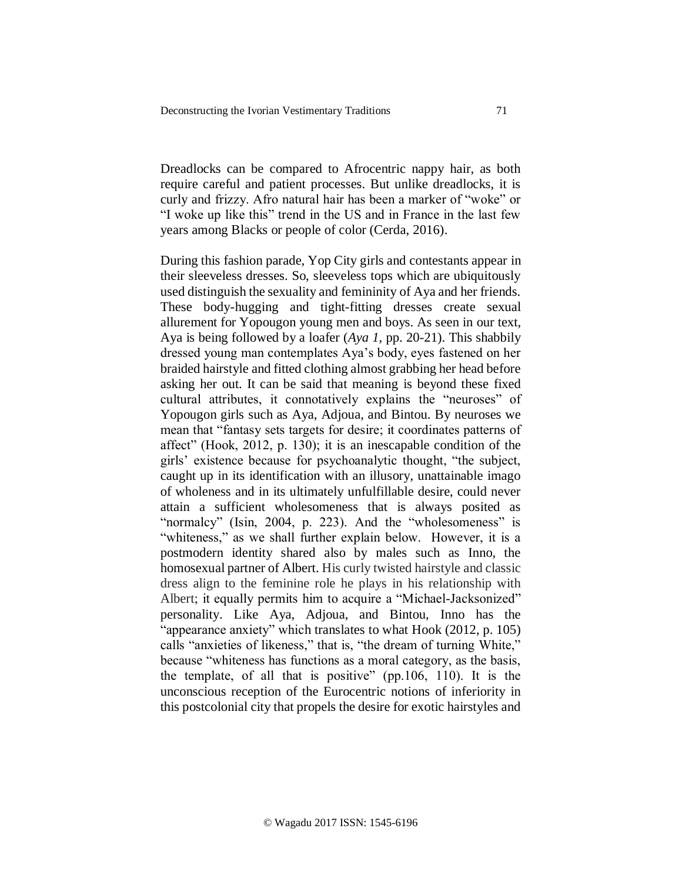Dreadlocks can be compared to Afrocentric nappy hair, as both require careful and patient processes. But unlike dreadlocks, it is curly and frizzy. Afro natural hair has been a marker of "woke" or "I woke up like this" trend in the US and in France in the last few years among Blacks or people of color (Cerda, 2016).

During this fashion parade, Yop City girls and contestants appear in their sleeveless dresses. So, sleeveless tops which are ubiquitously used distinguish the sexuality and femininity of Aya and her friends. These body-hugging and tight-fitting dresses create sexual allurement for Yopougon young men and boys. As seen in our text, Aya is being followed by a loafer (*Aya 1*, pp. 20-21). This shabbily dressed young man contemplates Aya's body, eyes fastened on her braided hairstyle and fitted clothing almost grabbing her head before asking her out. It can be said that meaning is beyond these fixed cultural attributes, it connotatively explains the "neuroses" of Yopougon girls such as Aya, Adjoua, and Bintou. By neuroses we mean that "fantasy sets targets for desire; it coordinates patterns of affect" (Hook, 2012, p. 130); it is an inescapable condition of the girls' existence because for psychoanalytic thought, "the subject, caught up in its identification with an illusory, unattainable imago of wholeness and in its ultimately unfulfillable desire, could never attain a sufficient wholesomeness that is always posited as "normalcy" (Isin, 2004, p. 223). And the "wholesomeness" is "whiteness," as we shall further explain below. However, it is a postmodern identity shared also by males such as Inno, the homosexual partner of Albert. His curly twisted hairstyle and classic dress align to the feminine role he plays in his relationship with Albert; it equally permits him to acquire a "Michael-Jacksonized" personality. Like Aya, Adjoua, and Bintou, Inno has the "appearance anxiety" which translates to what Hook (2012, p. 105) calls "anxieties of likeness," that is, "the dream of turning White," because "whiteness has functions as a moral category, as the basis, the template, of all that is positive" (pp.106, 110). It is the unconscious reception of the Eurocentric notions of inferiority in this postcolonial city that propels the desire for exotic hairstyles and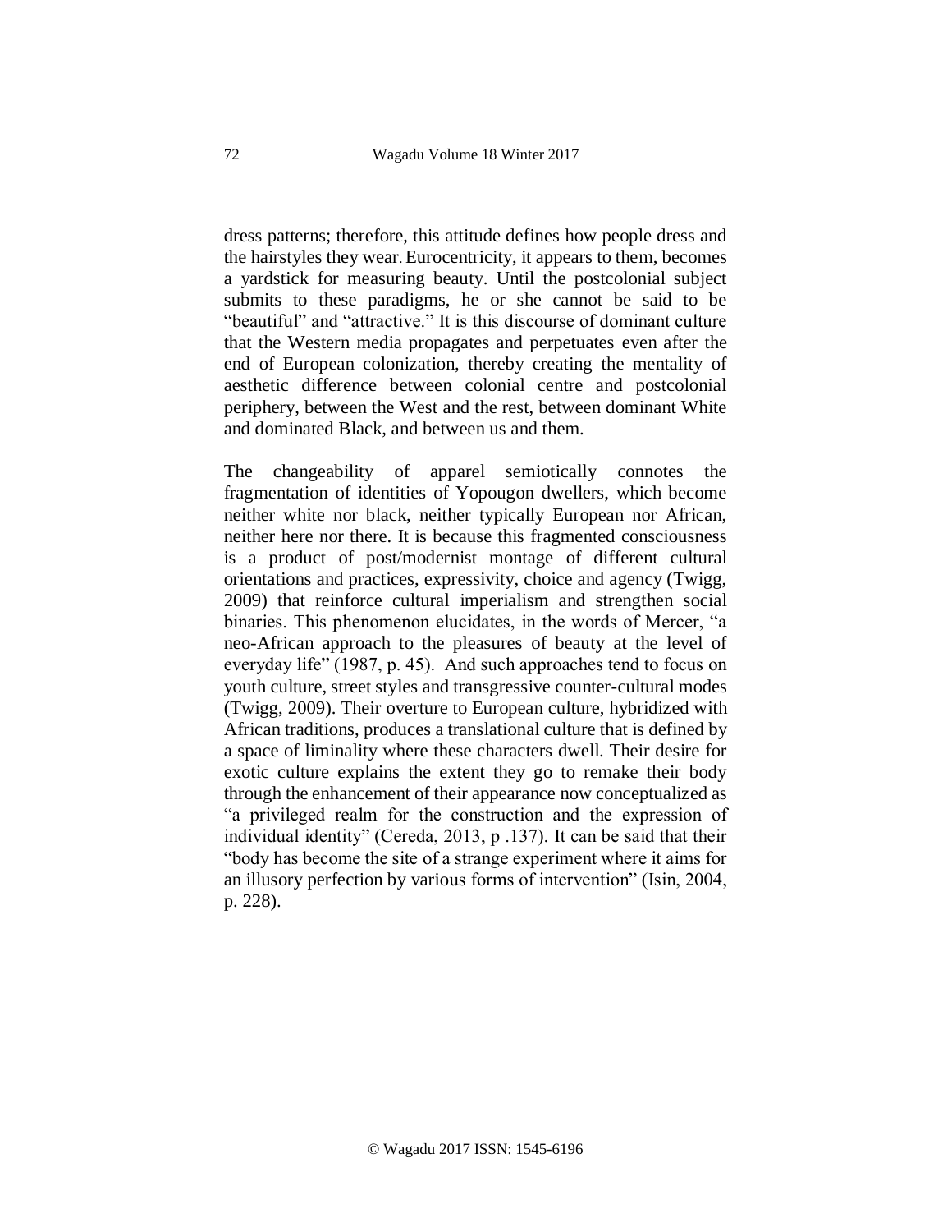dress patterns; therefore, this attitude defines how people dress and the hairstyles they wear. Eurocentricity, it appears to them, becomes a yardstick for measuring beauty. Until the postcolonial subject submits to these paradigms, he or she cannot be said to be "beautiful" and "attractive." It is this discourse of dominant culture that the Western media propagates and perpetuates even after the end of European colonization, thereby creating the mentality of aesthetic difference between colonial centre and postcolonial periphery, between the West and the rest, between dominant White and dominated Black, and between us and them.

The changeability of apparel semiotically connotes the fragmentation of identities of Yopougon dwellers, which become neither white nor black, neither typically European nor African, neither here nor there. It is because this fragmented consciousness is a product of post/modernist montage of different cultural orientations and practices, expressivity, choice and agency (Twigg, 2009) that reinforce cultural imperialism and strengthen social binaries. This phenomenon elucidates, in the words of Mercer, "a neo-African approach to the pleasures of beauty at the level of everyday life" (1987, p. 45). And such approaches tend to focus on youth culture, street styles and transgressive counter-cultural modes (Twigg, 2009). Their overture to European culture, hybridized with African traditions, produces a translational culture that is defined by a space of liminality where these characters dwell. Their desire for exotic culture explains the extent they go to remake their body through the enhancement of their appearance now conceptualized as "a privileged realm for the construction and the expression of individual identity" (Cereda, 2013, p .137). It can be said that their "body has become the site of a strange experiment where it aims for an illusory perfection by various forms of intervention" (Isin, 2004, p. 228).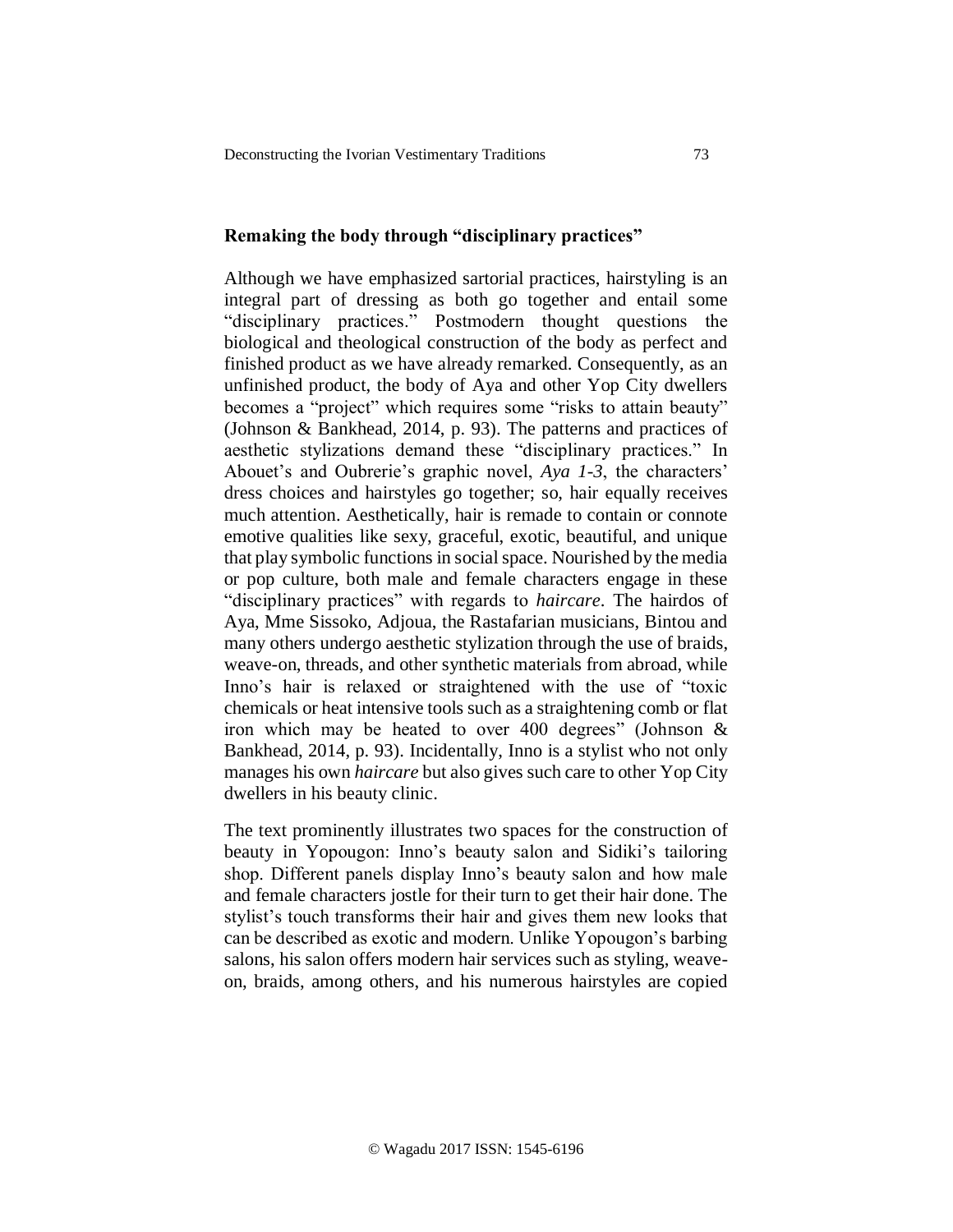## Remaking the body through "disciplinary practices"

Although we have emphasized sartorial practices, hairstyling is an integral part of dressing as both go together and entail some "disciplinary practices." Postmodern thought questions the biological and theological construction of the body as perfect and finished product as we have already remarked. Consequently, as an unfinished product, the body of Aya and other Yop City dwellers becomes a "project" which requires some "risks to attain beauty" (Johnson & Bankhead, 2014, p. 93). The patterns and practices of aesthetic stylizations demand these "disciplinary practices." In Abouet's and Oubrerie's graphic novel, *Aya 1-3*, the characters' dress choices and hairstyles go together; so, hair equally receives much attention. Aesthetically, hair is remade to contain or connote emotive qualities like sexy, graceful, exotic, beautiful, and unique that play symbolic functions in social space. Nourished by the media or pop culture, both male and female characters engage in these "disciplinary practices" with regards to *haircare*. The hairdos of Aya, Mme Sissoko, Adjoua, the Rastafarian musicians, Bintou and many others undergo aesthetic stylization through the use of braids, weave-on, threads, and other synthetic materials from abroad, while Inno's hair is relaxed or straightened with the use of "toxic chemicals or heat intensive tools such as a straightening comb or flat iron which may be heated to over 400 degrees" (Johnson & Bankhead, 2014, p. 93). Incidentally, Inno is a stylist who not only manages his own *haircare* but also gives such care to other Yop City dwellers in his beauty clinic.

The text prominently illustrates two spaces for the construction of beauty in Yopougon: Inno's beauty salon and Sidiki's tailoring shop. Different panels display Inno's beauty salon and how male and female characters jostle for their turn to get their hair done. The stylist's touch transforms their hair and gives them new looks that can be described as exotic and modern. Unlike Yopougon's barbing salons, his salon offers modern hair services such as styling, weave-on, braids, among others, and his numerous hairstyles are copied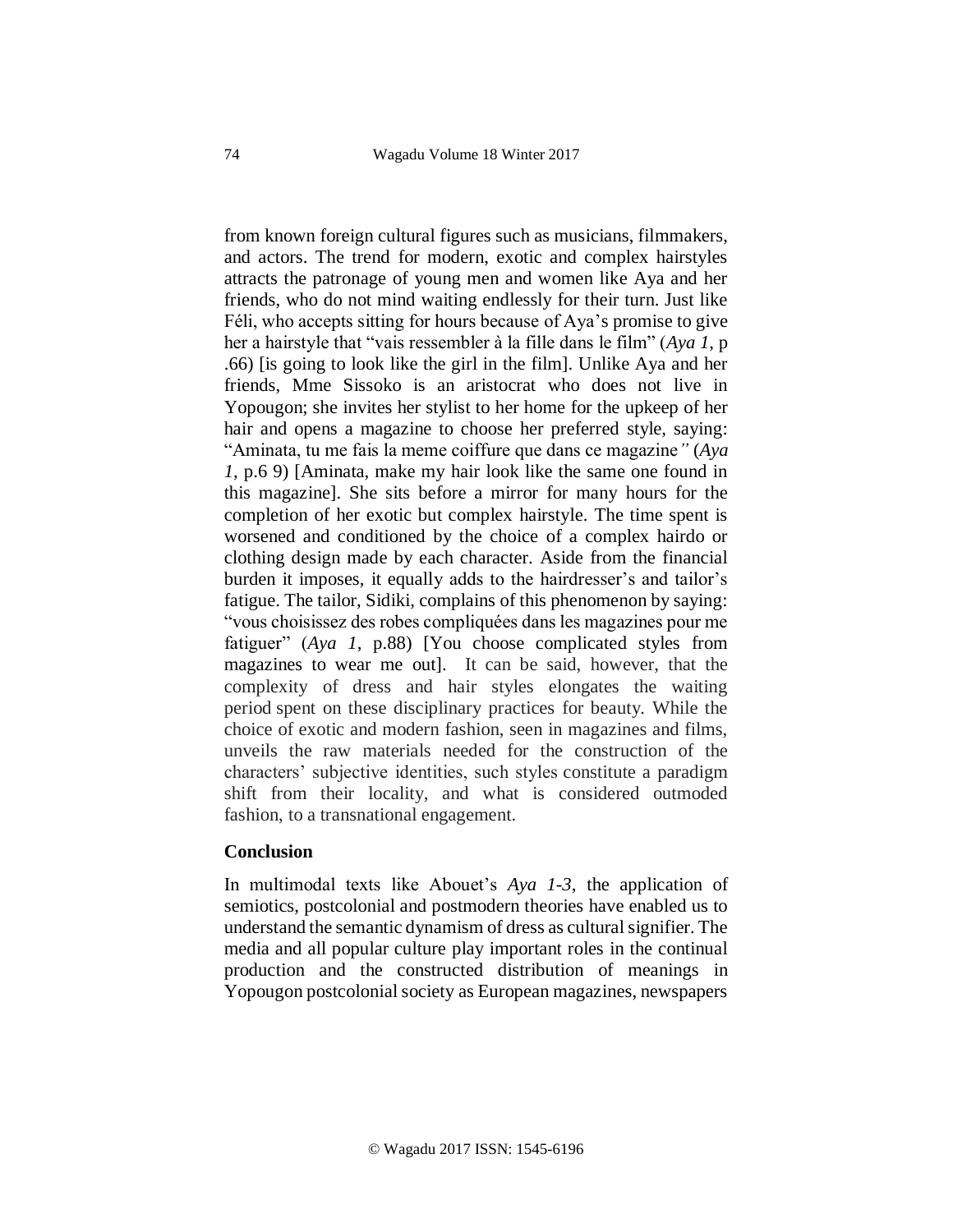from known foreign cultural figures such as musicians, filmmakers, and actors. The trend for modern, exotic and complex hairstyles attracts the patronage of young men and women like Aya and her friends, who do not mind waiting endlessly for their turn. Just like Féli, who accepts sitting for hours because of Aya's promise to give her a hairstyle that "vais ressembler à la fille dans le film" (*Aya 1*, p .66) [is going to look like the girl in the film]. Unlike Aya and her friends, Mme Sissoko is an aristocrat who does not live in Yopougon; she invites her stylist to her home for the upkeep of her hair and opens a magazine to choose her preferred style, saying: "Aminata, tu me fais la meme coiffure que dans ce magazine" (*Aya 1*, p.6 9) [Aminata, make my hair look like the same one found in this magazine]. She sits before a mirror for many hours for the completion of her exotic but complex hairstyle. The time spent is worsened and conditioned by the choice of a complex hairdo or clothing design made by each character. Aside from the financial burden it imposes, it equally adds to the hairdresser's and tailor's fatigue. The tailor, Sidiki, complains of this phenomenon by saying: "vous choisissez des robes compliquées dans les magazines pour me fatiguer" (*Aya 1*, p.88) [You choose complicated styles from magazines to wear me out]. It can be said, however, that the complexity of dress and hair styles elongates the waiting period spent on these disciplinary practices for beauty. While the choice of exotic and modern fashion, seen in magazines and films, unveils the raw materials needed for the construction of the characters' subjective identities, such styles constitute a paradigm shift from their locality, and what is considered outmoded fashion, to a transnational engagement.

## Conclusion

In multimodal texts like Abouet's *Aya 1-3*, the application of semiotics, postcolonial and postmodern theories have enabled us to understand the semantic dynamism of dress as cultural signifier. The media and all popular culture play important roles in the continual production and the constructed distribution of meanings in Yopougon postcolonial society as European magazines, newspapers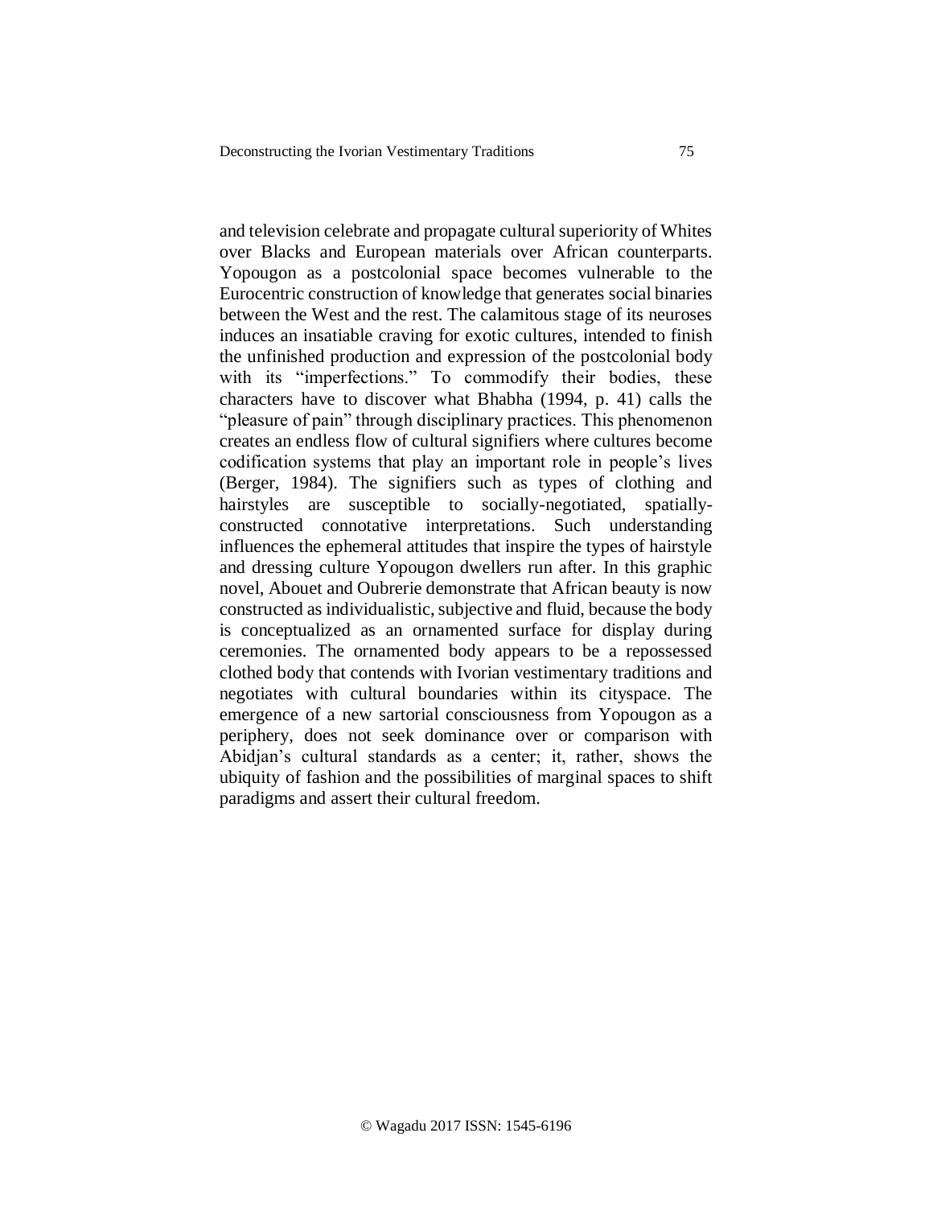and television celebrate and propagate cultural superiority of Whites over Blacks and European materials over African counterparts. Yopougon as a postcolonial space becomes vulnerable to the Eurocentric construction of knowledge that generates social binaries between the West and the rest. The calamitous stage of its neuroses induces an insatiable craving for exotic cultures, intended to finish the unfinished production and expression of the postcolonial body with its "imperfections." To commodify their bodies, these characters have to discover what Bhabha (1994, p. 41) calls the "pleasure of pain" through disciplinary practices. This phenomenon creates an endless flow of cultural signifiers where cultures become codification systems that play an important role in people's lives (Berger, 1984). The signifiers such as types of clothing and hairstyles are susceptible to socially-negotiated, spatially-constructed connotative interpretations. Such understanding influences the ephemeral attitudes that inspire the types of hairstyle and dressing culture Yopougon dwellers run after. In this graphic novel, Abouet and Oubrerie demonstrate that African beauty is now constructed as individualistic, subjective and fluid, because the body is conceptualized as an ornamented surface for display during ceremonies. The ornamented body appears to be a repossessed clothed body that contends with Ivorian vestimentary traditions and negotiates with cultural boundaries within its cityspace. The emergence of a new sartorial consciousness from Yopougon as a periphery, does not seek dominance over or comparison with Abidjan's cultural standards as a center; it, rather, shows the ubiquity of fashion and the possibilities of marginal spaces to shift paradigms and assert their cultural freedom.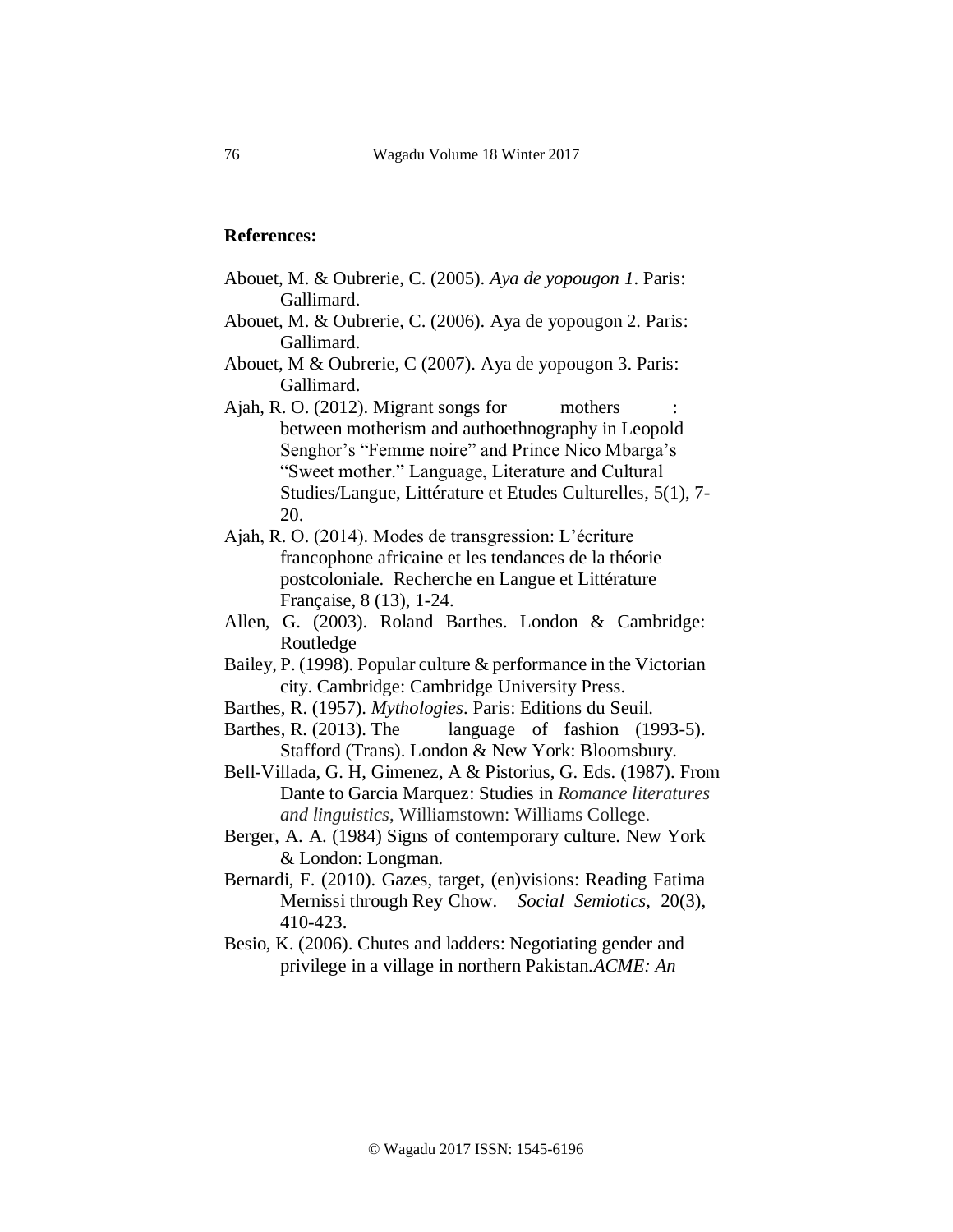**References:**

Abouet, M. & Oubrerie, C. (2005). *Aya de yopougon 1*. Paris: Gallimard.

Abouet, M. & Oubrerie, C. (2006). Aya de yopougon 2. Paris: Gallimard.

Abouet, M & Oubrerie, C (2007). Aya de yopougon 3. Paris: Gallimard.

Ajah, R. O. (2012). Migrant songs for mothers : between motherism and authoethnography in Leopold Senghor's "Femme noire" and Prince Nico Mbarga's "Sweet mother." Language, Literature and Cultural Studies/Langue, Littérature et Etudes Culturelles, 5(1), 7-20.

Ajah, R. O. (2014). Modes de transgression: L'écriture francophone africaine et les tendances de la théorie postcoloniale. Recherche en Langue et Littérature Française, 8 (13), 1-24.

Allen, G. (2003). Roland Barthes. London & Cambridge: Routledge

Bailey, P. (1998). Popular culture & performance in the Victorian city. Cambridge: Cambridge University Press.

Barthes, R. (1957). *Mythologies*. Paris: Editions du Seuil.

Barthes, R. (2013). The language of fashion (1993-5). Stafford (Trans). London & New York: Bloomsbury.

Bell-Villada, G. H, Gimenez, A & Pistorius, G. Eds. (1987). From Dante to Garcia Marquez: Studies in *Romance literatures and linguistics*, Williamstown: Williams College.

Berger, A. A. (1984) Signs of contemporary culture. New York & London: Longman.

Bernardi, F. (2010). Gazes, target, (en)visions: Reading Fatima Mernissi through Rey Chow. *Social Semiotics*, 20(3), 410-423.

Besio, K. (2006). Chutes and ladders: Negotiating gender and privilege in a village in northern Pakistan.*ACME: An*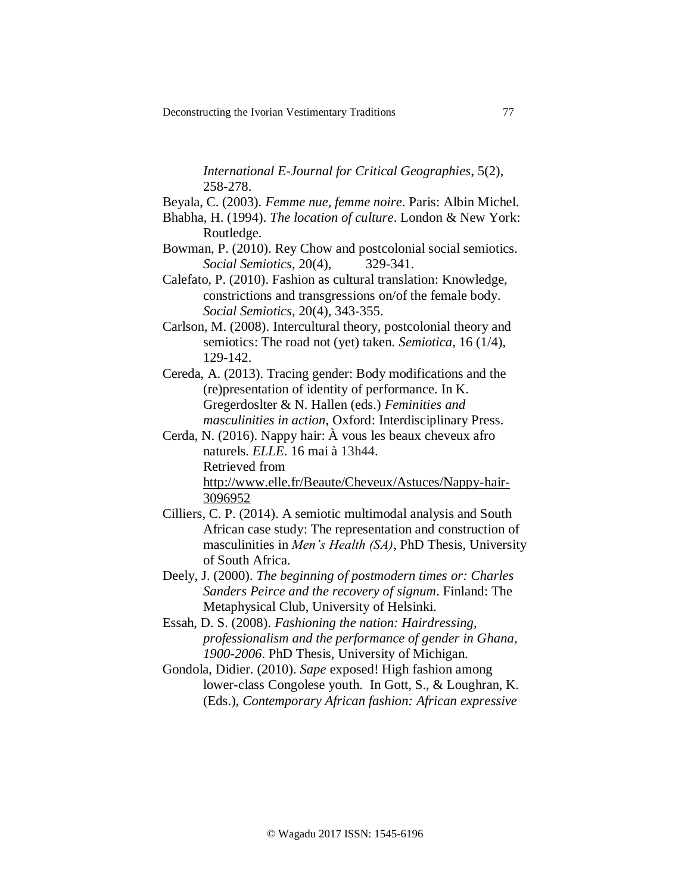*International E-Journal for Critical Geographies*, 5(2), 258-278.

Beyala, C. (2003). *Femme nue, femme noire*. Paris: Albin Michel.

Bhabha, H. (1994). *The location of culture*. London & New York: Routledge.

Bowman, P. (2010). Rey Chow and postcolonial social semiotics. *Social Semiotics*, 20(4), 329-341.

Calefato, P. (2010). Fashion as cultural translation: Knowledge, constrictions and transgressions on/of the female body. *Social Semiotics*, 20(4), 343-355.

Carlson, M. (2008). Intercultural theory, postcolonial theory and semiotics: The road not (yet) taken. *Semiotica*, 16 (1/4), 129-142.

Cereda, A. (2013). Tracing gender: Body modifications and the (re)presentation of identity of performance. In K. Gregerdoslter & N. Hallen (eds.) *Feminities and masculinities in action*, Oxford: Interdisciplinary Press.

Cerda, N. (2016). Nappy hair: À vous les beaux cheveux afro naturels. *ELLE*. 16 mai à 13h44. Retrieved from http://www.elle.fr/Beaute/Cheveux/Astuces/Nappy-hair-3096952

Cilliers, C. P. (2014). A semiotic multimodal analysis and South African case study: The representation and construction of masculinities in *Men's Health (SA)*, PhD Thesis, University of South Africa.

Deely, J. (2000). *The beginning of postmodern times or: Charles Sanders Peirce and the recovery of signum*. Finland: The Metaphysical Club, University of Helsinki.

Essah, D. S. (2008). *Fashioning the nation: Hairdressing, professionalism and the performance of gender in Ghana, 1900-2006*. PhD Thesis, University of Michigan.

Gondola, Didier. (2010). *Sape* exposed! High fashion among lower-class Congolese youth. In Gott, S., & Loughran, K. (Eds.), *Contemporary African fashion: African expressive*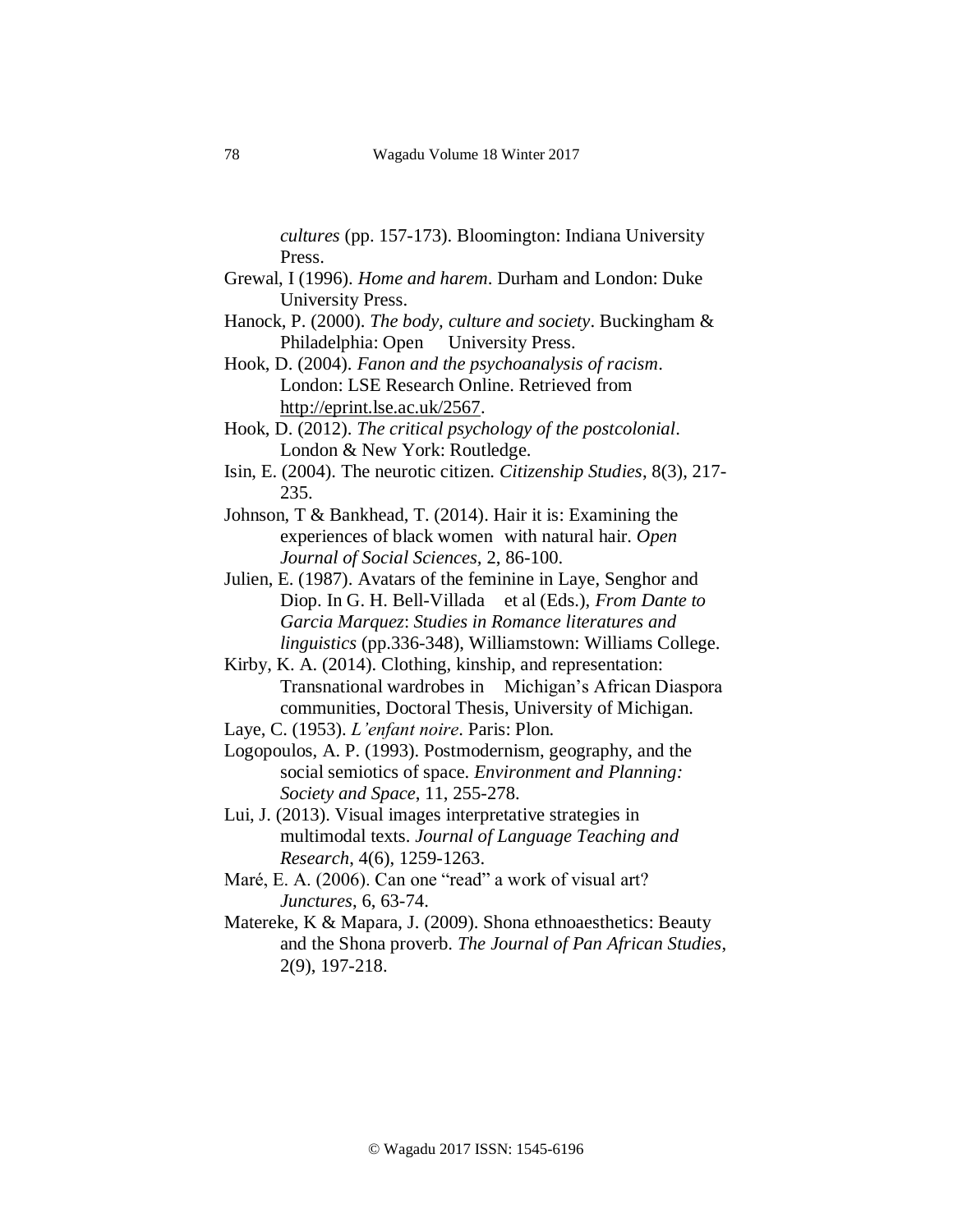*cultures* (pp. 157-173). Bloomington: Indiana University Press.

Grewal, I (1996). *Home and harem*. Durham and London: Duke University Press.

Hanock, P. (2000). *The body, culture and society*. Buckingham & Philadelphia: Open University Press.

Hook, D. (2004). *Fanon and the psychoanalysis of racism*. London: LSE Research Online. Retrieved from http://eprint.lse.ac.uk/2567.

Hook, D. (2012). *The critical psychology of the postcolonial*. London & New York: Routledge.

Isin, E. (2004). The neurotic citizen. *Citizenship Studies*, 8(3), 217-235.

Johnson, T & Bankhead, T. (2014). Hair it is: Examining the experiences of black women with natural hair. *Open Journal of Social Sciences*, 2, 86-100.

Julien, E. (1987). Avatars of the feminine in Laye, Senghor and Diop. In G. H. Bell-Villada et al (Eds.), *From Dante to Garcia Marquez*: *Studies in Romance literatures and linguistics* (pp.336-348), Williamstown: Williams College.

Kirby, K. A. (2014). Clothing, kinship, and representation: Transnational wardrobes in Michigan's African Diaspora communities, Doctoral Thesis, University of Michigan.

Laye, C. (1953). *L'enfant noire*. Paris: Plon.

Logopoulos, A. P. (1993). Postmodernism, geography, and the social semiotics of space. *Environment and Planning: Society and Space*, 11, 255-278.

Lui, J. (2013). Visual images interpretative strategies in multimodal texts. *Journal of Language Teaching and Research*, 4(6), 1259-1263.

Maré, E. A. (2006). Can one "read" a work of visual art? *Junctures*, 6, 63-74.

Matereke, K & Mapara, J. (2009). Shona ethnoaesthetics: Beauty and the Shona proverb. *The Journal of Pan African Studies*, 2(9), 197-218.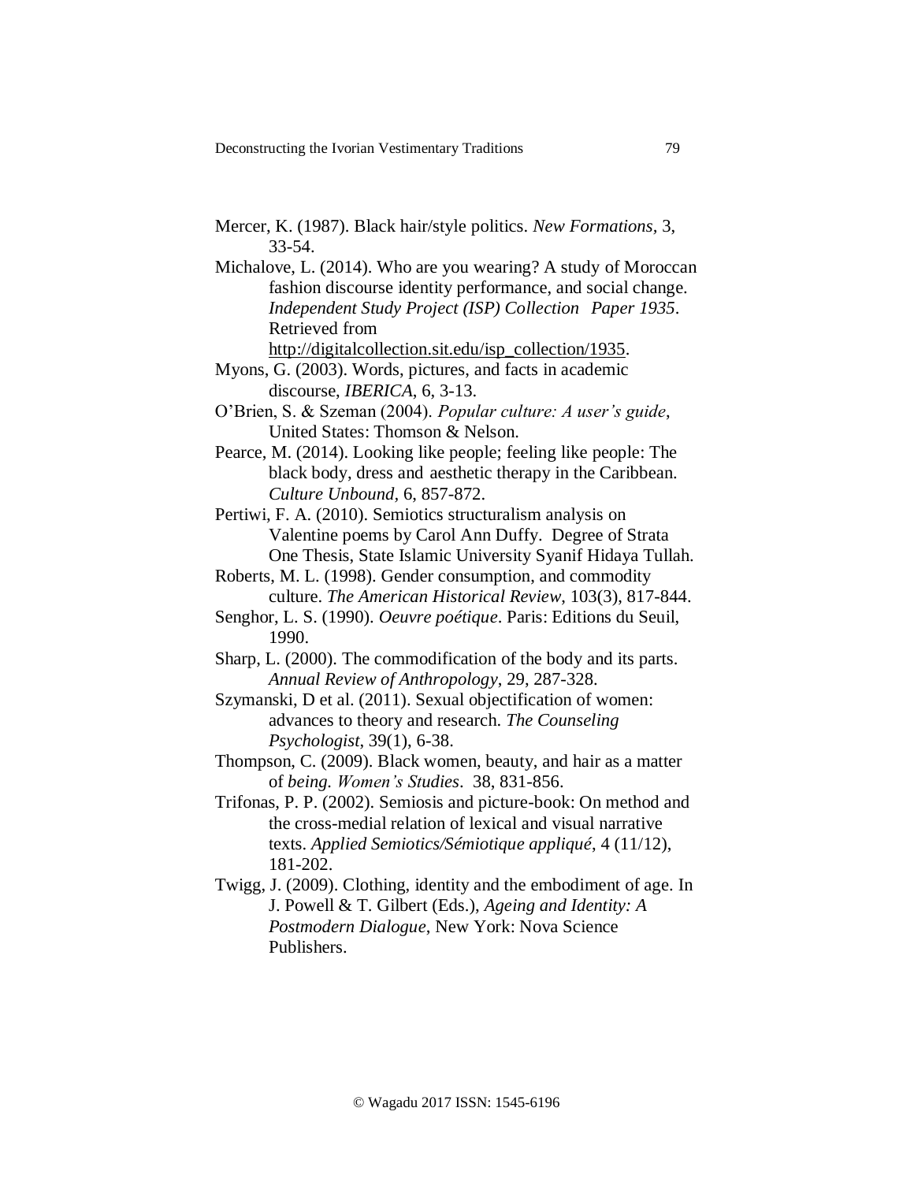Mercer, K. (1987). Black hair/style politics. *New Formations*, 3, 33-54.

Michalove, L. (2014). Who are you wearing? A study of Moroccan fashion discourse identity performance, and social change. *Independent Study Project (ISP) Collection Paper 1935*. Retrieved from http://digitalcollection.sit.edu/isp_collection/1935.

Myons, G. (2003). Words, pictures, and facts in academic discourse, *IBERICA*, 6, 3-13.

O'Brien, S. & Szeman (2004). *Popular culture: A user's guide*, United States: Thomson & Nelson.

Pearce, M. (2014). Looking like people; feeling like people: The black body, dress and aesthetic therapy in the Caribbean. *Culture Unbound*, 6, 857-872.

Pertiwi, F. A. (2010). Semiotics structuralism analysis on Valentine poems by Carol Ann Duffy. Degree of Strata One Thesis, State Islamic University Syanif Hidaya Tullah.

Roberts, M. L. (1998). Gender consumption, and commodity culture. *The American Historical Review*, 103(3), 817-844.

Senghor, L. S. (1990). *Oeuvre poétique*. Paris: Editions du Seuil, 1990.

Sharp, L. (2000). The commodification of the body and its parts. *Annual Review of Anthropology*, 29, 287-328.

Szymanski, D et al. (2011). Sexual objectification of women: advances to theory and research. *The Counseling Psychologist*, 39(1), 6-38.

Thompson, C. (2009). Black women, beauty, and hair as a matter of *being*. *Women's Studies*. 38, 831-856.

Trifonas, P. P. (2002). Semiosis and picture-book: On method and the cross-medial relation of lexical and visual narrative texts. *Applied Semiotics/Sémiotique appliqué*, 4 (11/12), 181-202.

Twigg, J. (2009). Clothing, identity and the embodiment of age. In J. Powell & T. Gilbert (Eds.), *Ageing and Identity: A Postmodern Dialogue*, New York: Nova Science Publishers.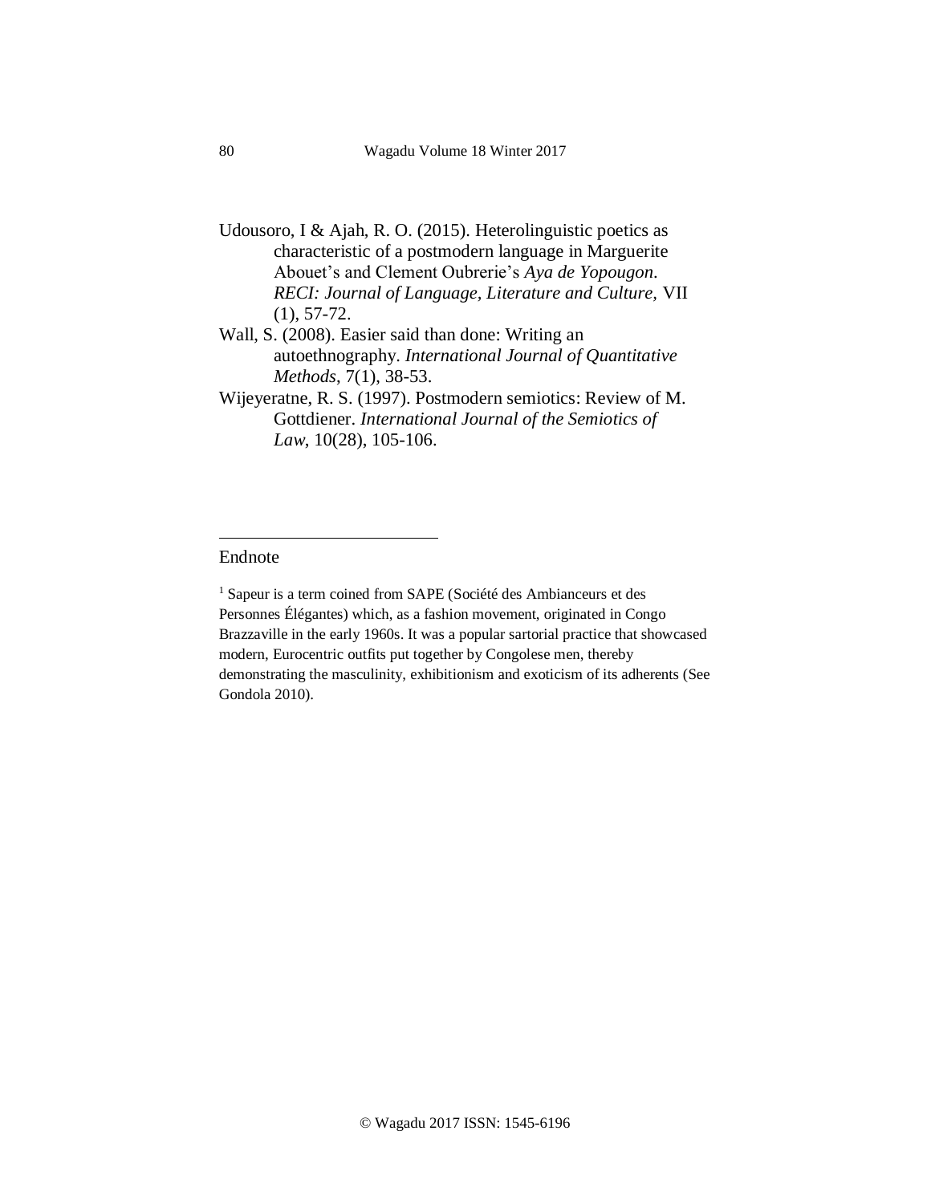Udousoro, I & Ajah, R. O. (2015). Heterolinguistic poetics as characteristic of a postmodern language in Marguerite Abouet's and Clement Oubrerie's *Aya de Yopougon*. *RECI: Journal of Language, Literature and Culture,* VII (1), 57-72.

Wall, S. (2008). Easier said than done: Writing an autoethnography. *International Journal of Quantitative Methods*, 7(1), 38-53.

Wijeyeratne, R. S. (1997). Postmodern semiotics: Review of M. Gottdiener. *International Journal of the Semiotics of Law*, 10(28), 105-106.

---

Endnote

[1] Sapeur is a term coined from SAPE (Société des Ambianceurs et des Personnes Élégantes) which, as a fashion movement, originated in Congo Brazzaville in the early 1960s. It was a popular sartorial practice that showcased modern, Eurocentric outfits put together by Congolese men, thereby demonstrating the masculinity, exhibitionism and exoticism of its adherents (See Gondola 2010).